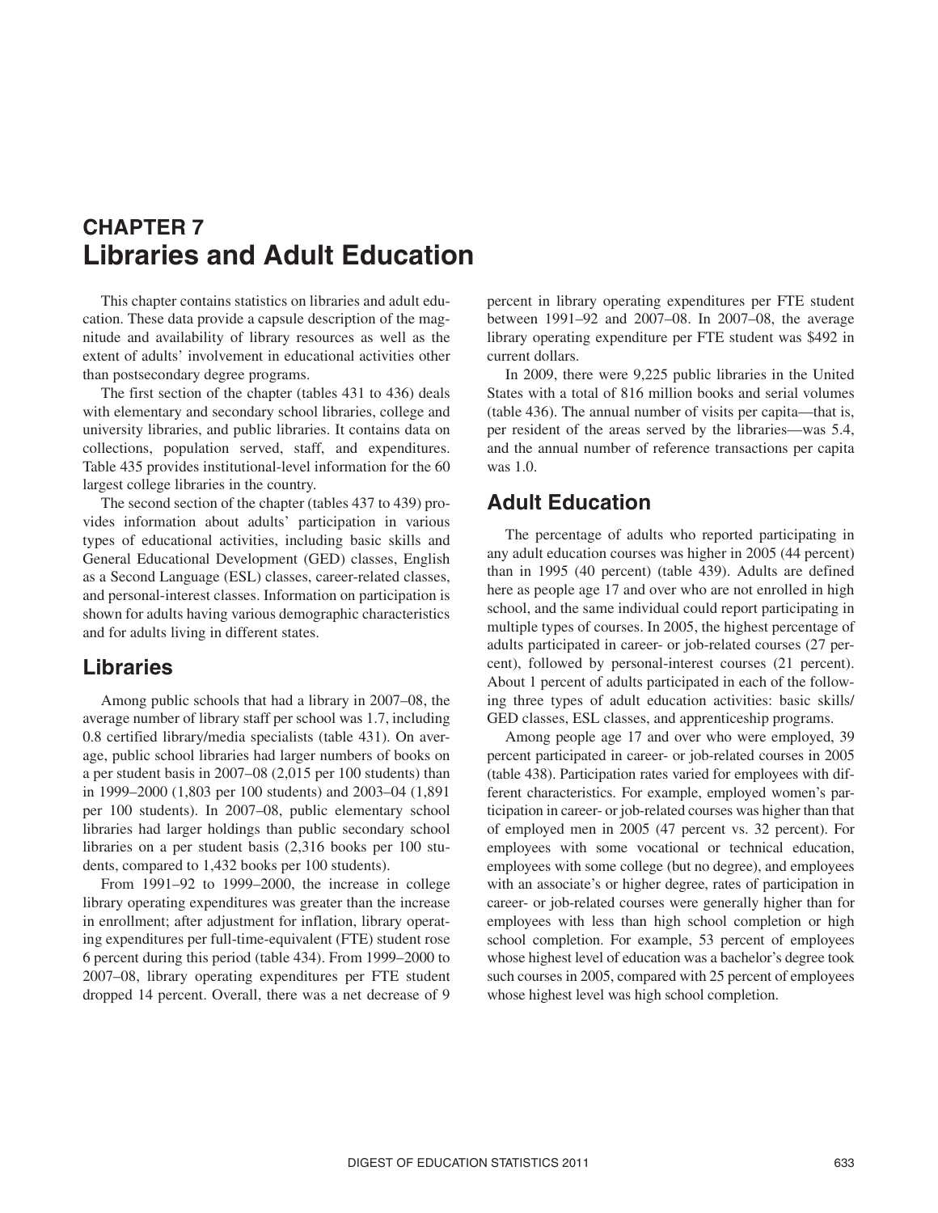# CHAPTER 7
# Libraries and Adult Education

This chapter contains statistics on libraries and adult education. These data provide a capsule description of the magnitude and availability of library resources as well as the extent of adults' involvement in educational activities other than postsecondary degree programs.

The first section of the chapter (tables 431 to 436) deals with elementary and secondary school libraries, college and university libraries, and public libraries. It contains data on collections, population served, staff, and expenditures. Table 435 provides institutional-level information for the 60 largest college libraries in the country.

The second section of the chapter (tables 437 to 439) provides information about adults' participation in various types of educational activities, including basic skills and General Educational Development (GED) classes, English as a Second Language (ESL) classes, career-related classes, and personal-interest classes. Information on participation is shown for adults having various demographic characteristics and for adults living in different states.

## Libraries

Among public schools that had a library in 2007–08, the average number of library staff per school was 1.7, including 0.8 certified library/media specialists (table 431). On average, public school libraries had larger numbers of books on a per student basis in 2007–08 (2,015 per 100 students) than in 1999–2000 (1,803 per 100 students) and 2003–04 (1,891 per 100 students). In 2007–08, public elementary school libraries had larger holdings than public secondary school libraries on a per student basis (2,316 books per 100 students, compared to 1,432 books per 100 students).

From 1991–92 to 1999–2000, the increase in college library operating expenditures was greater than the increase in enrollment; after adjustment for inflation, library operating expenditures per full-time-equivalent (FTE) student rose 6 percent during this period (table 434). From 1999–2000 to 2007–08, library operating expenditures per FTE student dropped 14 percent. Overall, there was a net decrease of 9 percent in library operating expenditures per FTE student between 1991–92 and 2007–08. In 2007–08, the average library operating expenditure per FTE student was $492 in current dollars.

In 2009, there were 9,225 public libraries in the United States with a total of 816 million books and serial volumes (table 436). The annual number of visits per capita—that is, per resident of the areas served by the libraries—was 5.4, and the annual number of reference transactions per capita was 1.0.

## Adult Education

The percentage of adults who reported participating in any adult education courses was higher in 2005 (44 percent) than in 1995 (40 percent) (table 439). Adults are defined here as people age 17 and over who are not enrolled in high school, and the same individual could report participating in multiple types of courses. In 2005, the highest percentage of adults participated in career- or job-related courses (27 percent), followed by personal-interest courses (21 percent). About 1 percent of adults participated in each of the following three types of adult education activities: basic skills/GED classes, ESL classes, and apprenticeship programs.

Among people age 17 and over who were employed, 39 percent participated in career- or job-related courses in 2005 (table 438). Participation rates varied for employees with different characteristics. For example, employed women's participation in career- or job-related courses was higher than that of employed men in 2005 (47 percent vs. 32 percent). For employees with some vocational or technical education, employees with some college (but no degree), and employees with an associate's or higher degree, rates of participation in career- or job-related courses were generally higher than for employees with less than high school completion or high school completion. For example, 53 percent of employees whose highest level of education was a bachelor's degree took such courses in 2005, compared with 25 percent of employees whose highest level was high school completion.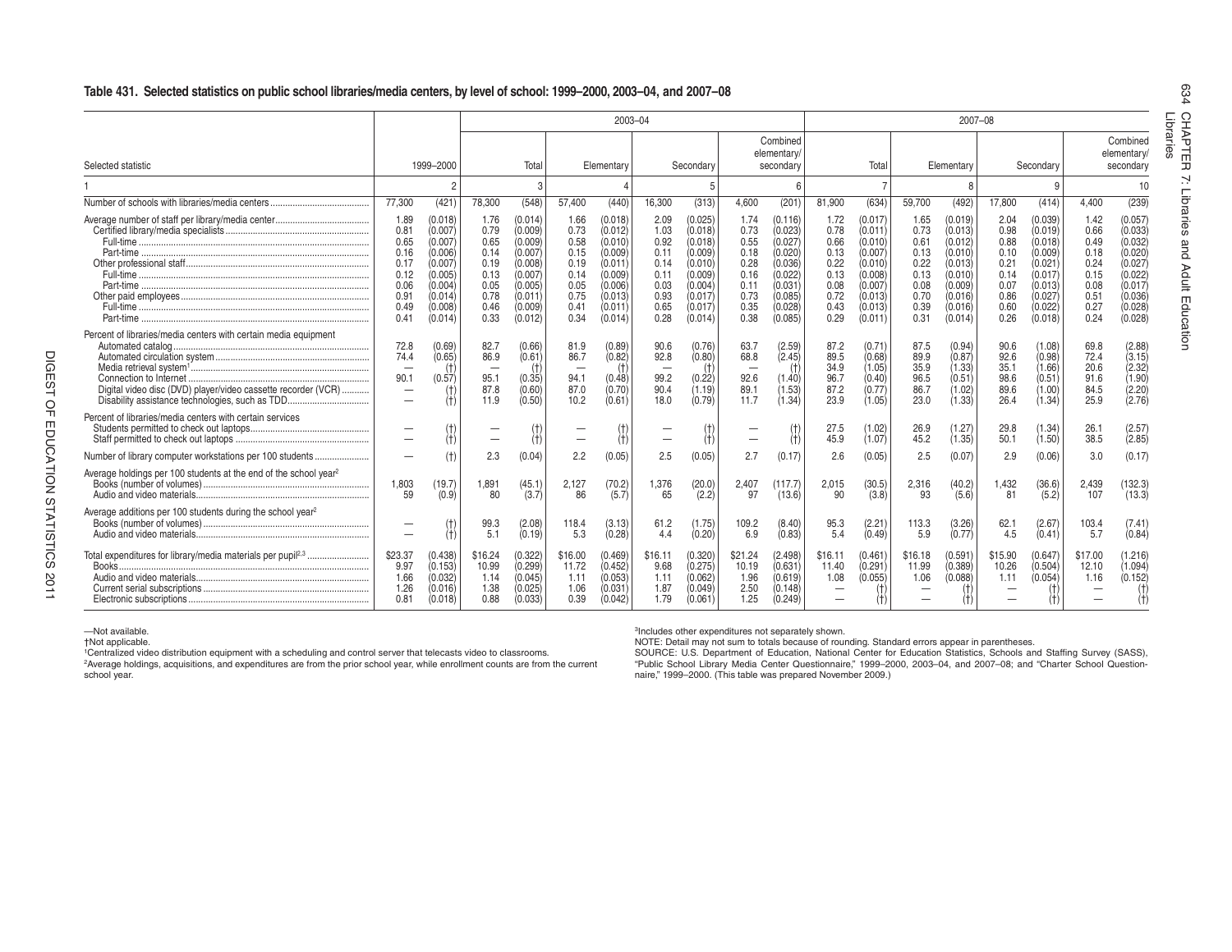## Table 431. Selected statistics on public school libraries/media centers, by level of school: 1999–2000, 2003–04, and 2007–08

| Selected statistic | 1999–2000 | | 2003–04 Total | | 2003–04 Elementary | | 2003–04 Secondary | | 2003–04 Combined elementary/ secondary | | 2007–08 Total | | 2007–08 Elementary | | 2007–08 Secondary | | 2007–08 Combined elementary/ secondary | |
|---|---|---|---|---|---|---|---|---|---|---|---|---|---|---|---|---|---|---|
| 1 | 2 | | 3 | | 4 | | 5 | | 6 | | 7 | | 8 | | 9 | | 10 | |
| Number of schools with libraries/media centers | 77,300 | (421) | 78,300 | (548) | 57,400 | (440) | 16,300 | (313) | 4,600 | (201) | 81,900 | (634) | 59,700 | (492) | 17,800 | (414) | 4,400 | (239) |
| Average number of staff per library/media center | 1.89 | (0.018) | 1.76 | (0.014) | 1.66 | (0.018) | 2.09 | (0.025) | 1.74 | (0.116) | 1.72 | (0.017) | 1.65 | (0.019) | 2.04 | (0.039) | 1.42 | (0.057) |
| Certified library/media specialists | 0.81 | (0.007) | 0.79 | (0.009) | 0.73 | (0.012) | 1.03 | (0.018) | 0.73 | (0.023) | 0.78 | (0.011) | 0.73 | (0.013) | 0.98 | (0.019) | 0.66 | (0.033) |
| Full-time | 0.65 | (0.007) | 0.65 | (0.009) | 0.58 | (0.010) | 0.92 | (0.018) | 0.55 | (0.027) | 0.66 | (0.010) | 0.61 | (0.012) | 0.88 | (0.018) | 0.49 | (0.032) |
| Part-time | 0.16 | (0.006) | 0.14 | (0.007) | 0.15 | (0.009) | 0.11 | (0.009) | 0.18 | (0.020) | 0.13 | (0.007) | 0.13 | (0.010) | 0.10 | (0.009) | 0.18 | (0.020) |
| Other professional staff | 0.17 | (0.007) | 0.19 | (0.008) | 0.19 | (0.011) | 0.14 | (0.010) | 0.28 | (0.036) | 0.22 | (0.010) | 0.22 | (0.013) | 0.21 | (0.021) | 0.24 | (0.027) |
| Full-time | 0.12 | (0.005) | 0.13 | (0.007) | 0.14 | (0.009) | 0.11 | (0.009) | 0.16 | (0.022) | 0.13 | (0.008) | 0.13 | (0.010) | 0.14 | (0.017) | 0.15 | (0.022) |
| Part-time | 0.06 | (0.004) | 0.05 | (0.005) | 0.05 | (0.006) | 0.03 | (0.004) | 0.11 | (0.031) | 0.08 | (0.007) | 0.08 | (0.009) | 0.07 | (0.013) | 0.08 | (0.017) |
| Other paid employees | 0.91 | (0.014) | 0.78 | (0.011) | 0.75 | (0.013) | 0.93 | (0.017) | 0.73 | (0.085) | 0.72 | (0.013) | 0.70 | (0.016) | 0.86 | (0.027) | 0.51 | (0.036) |
| Full-time | 0.49 | (0.008) | 0.46 | (0.009) | 0.41 | (0.011) | 0.65 | (0.017) | 0.35 | (0.028) | 0.43 | (0.013) | 0.39 | (0.016) | 0.60 | (0.022) | 0.27 | (0.028) |
| Part-time | 0.41 | (0.014) | 0.33 | (0.012) | 0.34 | (0.014) | 0.28 | (0.014) | 0.38 | (0.085) | 0.29 | (0.011) | 0.31 | (0.014) | 0.26 | (0.018) | 0.24 | (0.028) |
| Percent of libraries/media centers with certain media equipment | | | | | | | | | | | | | | | | | | |
| Automated catalog | 72.8 | (0.69) | 82.7 | (0.66) | 81.9 | (0.89) | 90.6 | (0.76) | 63.7 | (2.59) | 87.2 | (0.71) | 87.5 | (0.94) | 90.6 | (1.08) | 69.8 | (2.88) |
| Automated circulation system | 74.4 | (0.65) | 86.9 | (0.61) | 86.7 | (0.82) | 92.8 | (0.80) | 68.8 | (2.45) | 89.5 | (0.68) | 89.9 | (0.87) | 92.6 | (0.98) | 72.4 | (3.15) |
| Media retrieval system[1] | — | (†) | — | (†) | — | (†) | — | (†) | — | (†) | 34.9 | (1.05) | 35.9 | (1.33) | 35.1 | (1.66) | 20.6 | (2.32) |
| Connection to Internet | 90.1 | (0.57) | 95.1 | (0.35) | 94.1 | (0.48) | 99.2 | (0.22) | 92.6 | (1.40) | 96.7 | (0.40) | 96.5 | (0.51) | 98.6 | (0.51) | 91.6 | (1.90) |
| Digital video disc (DVD) player/video cassette recorder (VCR) | — | (†) | 87.8 | (0.60) | 87.0 | (0.70) | 90.4 | (1.19) | 89.1 | (1.53) | 87.2 | (0.77) | 86.7 | (1.02) | 89.6 | (1.00) | 84.5 | (2.20) |
| Disability assistance technologies, such as TDD | — | (†) | 11.9 | (0.50) | 10.2 | (0.61) | 18.0 | (0.79) | 11.7 | (1.34) | 23.9 | (1.05) | 23.0 | (1.33) | 26.4 | (1.34) | 25.9 | (2.76) |
| Percent of libraries/media centers with certain services | | | | | | | | | | | | | | | | | | |
| Students permitted to check out laptops | — | (†) | — | (†) | — | (†) | — | (†) | — | (†) | 27.5 | (1.02) | 26.9 | (1.27) | 29.8 | (1.34) | 26.1 | (2.57) |
| Staff permitted to check out laptops | — | (†) | — | (†) | — | (†) | — | (†) | — | (†) | 45.9 | (1.07) | 45.2 | (1.35) | 50.1 | (1.50) | 38.5 | (2.85) |
| Number of library computer workstations per 100 students | — | (†) | 2.3 | (0.04) | 2.2 | (0.05) | 2.5 | (0.05) | 2.7 | (0.17) | 2.6 | (0.05) | 2.5 | (0.07) | 2.9 | (0.06) | 3.0 | (0.17) |
| Average holdings per 100 students at the end of the school year[2] | | | | | | | | | | | | | | | | | | |
| Books (number of volumes) | 1,803 | (19.7) | 1,891 | (45.1) | 2,127 | (70.2) | 1,376 | (20.0) | 2,407 | (117.7) | 2,015 | (30.5) | 2,316 | (40.2) | 1,432 | (36.6) | 2,439 | (132.3) |
| Audio and video materials | 59 | (0.9) | 80 | (3.7) | 86 | (5.7) | 65 | (2.2) | 97 | (13.6) | 90 | (3.8) | 93 | (5.6) | 81 | (5.2) | 107 | (13.3) |
| Average additions per 100 students during the school year[2] | | | | | | | | | | | | | | | | | | |
| Books (number of volumes) | — | (†) | 99.3 | (2.08) | 118.4 | (3.13) | 61.2 | (1.75) | 109.2 | (8.40) | 95.3 | (2.21) | 113.3 | (3.26) | 62.1 | (2.67) | 103.4 | (7.41) |
| Audio and video materials | — | (†) | 5.1 | (0.19) | 5.3 | (0.28) | 4.4 | (0.20) | 6.9 | (0.83) | 5.4 | (0.49) | 5.9 | (0.77) | 4.5 | (0.41) | 5.7 | (0.84) |
| Total expenditures for library/media materials per pupil[2,3] | $23.37 | (0.438) | $16.24 | (0.322) | $16.00 | (0.469) | $16.11 | (0.320) | $21.24 | (2.498) | $16.11 | (0.461) | $16.18 | (0.591) | $15.90 | (0.647) | $17.00 | (1.216) |
| Books | 9.97 | (0.153) | 10.99 | (0.299) | 11.72 | (0.452) | 9.68 | (0.275) | 10.19 | (0.631) | 11.40 | (0.291) | 11.99 | (0.389) | 10.26 | (0.504) | 12.10 | (1.094) |
| Audio and video materials | 1.66 | (0.032) | 1.14 | (0.045) | 1.11 | (0.053) | 1.11 | (0.062) | 1.96 | (0.619) | 1.08 | (0.055) | 1.06 | (0.088) | 1.11 | (0.054) | 1.16 | (0.152) |
| Current serial subscriptions | 1.26 | (0.016) | 1.38 | (0.025) | 1.06 | (0.031) | 1.87 | (0.049) | 2.50 | (0.148) | — | (†) | — | (†) | — | (†) | — | (†) |
| Electronic subscriptions | 0.81 | (0.018) | 0.88 | (0.033) | 0.39 | (0.042) | 1.79 | (0.061) | 1.25 | (0.249) | — | (†) | — | (†) | — | (†) | — | (†) |

—Not available.
†Not applicable.
[1]Centralized video distribution equipment with a scheduling and control server that telecasts video to classrooms.
[2]Average holdings, acquisitions, and expenditures are from the prior school year, while enrollment counts are from the current school year.
[3]Includes other expenditures not separately shown.
NOTE: Detail may not sum to totals because of rounding. Standard errors appear in parentheses.
SOURCE: U.S. Department of Education, National Center for Education Statistics, Schools and Staffing Survey (SASS), "Public School Library Media Center Questionnaire," 1999–2000, 2003–04, and 2007–08; and "Charter School Questionnaire," 1999–2000. (This table was prepared November 2009.)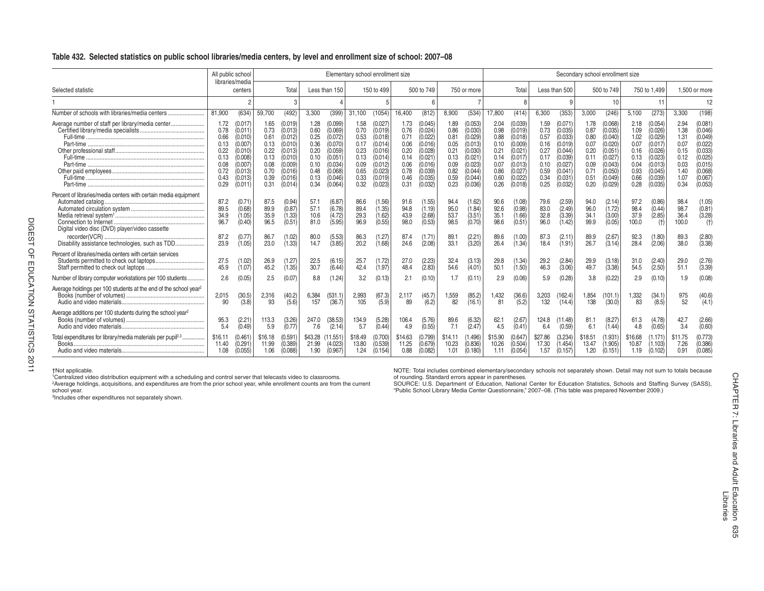### Table 432. Selected statistics on public school libraries/media centers, by level and enrollment size of school: 2007–08

| Selected statistic | All public school libraries/media centers | | Elementary school enrollment size: Total | | Less than 150 | | 150 to 499 | | 500 to 749 | | 750 or more | | Secondary school enrollment size: Total | | Less than 500 | | 500 to 749 | | 750 to 1,499 | | 1,500 or more | |
|---|---|---|---|---|---|---|---|---|---|---|---|---|---|---|---|---|---|---|---|---|---|---|
| 1 | 2 | | 3 | | 4 | | 5 | | 6 | | 7 | | 8 | | 9 | | 10 | | 11 | | 12 | |
| Number of schools with libraries/media centers | 81,900 | (634) | 59,700 | (492) | 3,300 | (399) | 31,100 | (1054) | 16,400 | (812) | 8,900 | (534) | 17,800 | (414) | 6,300 | (353) | 3,000 | (246) | 5,100 | (273) | 3,300 | (198) |
| Average number of staff per library/media center | 1.72 | (0.017) | 1.65 | (0.019) | 1.28 | (0.099) | 1.58 | (0.027) | 1.73 | (0.045) | 1.89 | (0.053) | 2.04 | (0.039) | 1.59 | (0.071) | 1.78 | (0.068) | 2.18 | (0.054) | 2.94 | (0.081) |
| Certified library/media specialists | 0.78 | (0.011) | 0.73 | (0.013) | 0.60 | (0.069) | 0.70 | (0.019) | 0.76 | (0.024) | 0.86 | (0.030) | 0.98 | (0.019) | 0.73 | (0.035) | 0.87 | (0.035) | 1.09 | (0.026) | 1.38 | (0.046) |
| Full-time | 0.66 | (0.010) | 0.61 | (0.012) | 0.25 | (0.072) | 0.53 | (0.018) | 0.71 | (0.022) | 0.81 | (0.029) | 0.88 | (0.018) | 0.57 | (0.033) | 0.80 | (0.040) | 1.02 | (0.029) | 1.31 | (0.049) |
| Part-time | 0.13 | (0.007) | 0.13 | (0.010) | 0.36 | (0.070) | 0.17 | (0.014) | 0.06 | (0.016) | 0.05 | (0.013) | 0.10 | (0.009) | 0.16 | (0.019) | 0.07 | (0.020) | 0.07 | (0.017) | 0.07 | (0.022) |
| Other professional staff | 0.22 | (0.010) | 0.22 | (0.013) | 0.20 | (0.059) | 0.23 | (0.016) | 0.20 | (0.028) | 0.21 | (0.030) | 0.21 | (0.021) | 0.27 | (0.044) | 0.20 | (0.051) | 0.16 | (0.026) | 0.15 | (0.033) |
| Full-time | 0.13 | (0.008) | 0.13 | (0.010) | 0.10 | (0.051) | 0.13 | (0.014) | 0.14 | (0.021) | 0.13 | (0.021) | 0.14 | (0.017) | 0.17 | (0.039) | 0.11 | (0.027) | 0.13 | (0.023) | 0.12 | (0.025) |
| Part-time | 0.08 | (0.007) | 0.08 | (0.009) | 0.10 | (0.034) | 0.09 | (0.012) | 0.06 | (0.016) | 0.09 | (0.023) | 0.07 | (0.013) | 0.10 | (0.027) | 0.09 | (0.043) | 0.04 | (0.013) | 0.03 | (0.015) |
| Other paid employees | 0.72 | (0.013) | 0.70 | (0.016) | 0.48 | (0.068) | 0.65 | (0.023) | 0.78 | (0.039) | 0.82 | (0.044) | 0.86 | (0.027) | 0.59 | (0.041) | 0.71 | (0.050) | 0.93 | (0.045) | 1.40 | (0.068) |
| Full-time | 0.43 | (0.013) | 0.39 | (0.016) | 0.13 | (0.046) | 0.33 | (0.019) | 0.46 | (0.035) | 0.59 | (0.044) | 0.60 | (0.022) | 0.34 | (0.031) | 0.51 | (0.049) | 0.66 | (0.039) | 1.07 | (0.067) |
| Part-time | 0.29 | (0.011) | 0.31 | (0.014) | 0.34 | (0.064) | 0.32 | (0.023) | 0.31 | (0.032) | 0.23 | (0.036) | 0.26 | (0.018) | 0.25 | (0.032) | 0.20 | (0.029) | 0.28 | (0.035) | 0.34 | (0.053) |
| Percent of libraries/media centers with certain media equipment | | | | | | | | | | | | | | | | | | | | | | |
| Automated catalog | 87.2 | (0.71) | 87.5 | (0.94) | 57.1 | (6.87) | 86.6 | (1.56) | 91.6 | (1.55) | 94.4 | (1.62) | 90.6 | (1.08) | 79.6 | (2.59) | 94.0 | (2.14) | 97.2 | (0.86) | 98.4 | (1.05) |
| Automated circulation system | 89.5 | (0.68) | 89.9 | (0.87) | 57.1 | (6.78) | 89.4 | (1.35) | 94.8 | (1.19) | 95.0 | (1.84) | 92.6 | (0.98) | 83.0 | (2.49) | 96.0 | (1.72) | 98.4 | (0.44) | 98.7 | (0.81) |
| Media retrieval system[1] | 34.9 | (1.05) | 35.9 | (1.33) | 10.6 | (4.72) | 29.3 | (1.62) | 43.9 | (2.68) | 53.7 | (3.51) | 35.1 | (1.66) | 32.8 | (3.39) | 34.1 | (3.00) | 37.9 | (2.85) | 36.4 | (3.28) |
| Connection to Internet | 96.7 | (0.40) | 96.5 | (0.51) | 81.0 | (5.95) | 96.9 | (0.55) | 98.0 | (0.53) | 98.5 | (0.70) | 98.6 | (0.51) | 96.0 | (1.42) | 99.9 | (0.05) | 100.0 | (†) | 100.0 | (†) |
| Digital video disc (DVD) player/video cassette recorder(VCR) | 87.2 | (0.77) | 86.7 | (1.02) | 80.0 | (5.53) | 86.3 | (1.27) | 87.4 | (1.71) | 89.1 | (2.21) | 89.6 | (1.00) | 87.3 | (2.11) | 89.9 | (2.67) | 92.3 | (1.80) | 89.3 | (2.80) |
| Disability assistance technologies, such as TDD | 23.9 | (1.05) | 23.0 | (1.33) | 14.7 | (3.85) | 20.2 | (1.68) | 24.6 | (2.08) | 33.1 | (3.20) | 26.4 | (1.34) | 18.4 | (1.91) | 26.7 | (3.14) | 28.4 | (2.06) | 38.0 | (3.38) |
| Percent of libraries/media centers with certain services | | | | | | | | | | | | | | | | | | | | | | |
| Students permitted to check out laptops | 27.5 | (1.02) | 26.9 | (1.27) | 22.5 | (6.15) | 25.7 | (1.72) | 27.0 | (2.23) | 32.4 | (3.13) | 29.8 | (1.34) | 29.2 | (2.84) | 29.9 | (3.18) | 31.0 | (2.40) | 29.0 | (2.76) |
| Staff permitted to check out laptops | 45.9 | (1.07) | 45.2 | (1.35) | 30.7 | (6.44) | 42.4 | (1.97) | 48.4 | (2.83) | 54.6 | (4.01) | 50.1 | (1.50) | 46.3 | (3.06) | 49.7 | (3.38) | 54.5 | (2.50) | 51.1 | (3.39) |
| Number of library computer workstations per 100 students | 2.6 | (0.05) | 2.5 | (0.07) | 8.8 | (1.24) | 3.2 | (0.13) | 2.1 | (0.10) | 1.7 | (0.11) | 2.9 | (0.06) | 5.9 | (0.28) | 3.8 | (0.22) | 2.9 | (0.10) | 1.9 | (0.08) |
| Average holdings per 100 students at the end of the school year[2] | | | | | | | | | | | | | | | | | | | | | | |
| Books (number of volumes) | 2,015 | (30.5) | 2,316 | (40.2) | 6,384 | (531.1) | 2,993 | (67.3) | 2,117 | (45.7) | 1,559 | (85.2) | 1,432 | (36.6) | 3,203 | (162.4) | 1,854 | (101.1) | 1,332 | (34.1) | 975 | (40.6) |
| Audio and video materials | 90 | (3.8) | 93 | (5.6) | 157 | (36.7) | 105 | (5.9) | 89 | (6.2) | 82 | (16.1) | 81 | (5.2) | 132 | (14.4) | 138 | (30.0) | 83 | (8.5) | 52 | (4.1) |
| Average additions per 100 students during the school year[2] | | | | | | | | | | | | | | | | | | | | | | |
| Books (number of volumes) | 95.3 | (2.21) | 113.3 | (3.26) | 247.0 | (38.53) | 134.9 | (5.28) | 106.4 | (5.76) | 89.6 | (6.32) | 62.1 | (2.67) | 124.8 | (11.48) | 81.1 | (8.27) | 61.3 | (4.78) | 42.7 | (2.66) |
| Audio and video materials | 5.4 | (0.49) | 5.9 | (0.77) | 7.6 | (2.14) | 5.7 | (0.44) | 4.9 | (0.55) | 7.1 | (2.47) | 4.5 | (0.41) | 6.4 | (0.59) | 6.1 | (1.44) | 4.8 | (0.65) | 3.4 | (0.60) |
| Total expenditures for library/media materials per pupil[2,3] | $16.11 | (0.461) | $16.18 | (0.591) | $43.28 | (11.551) | $18.49 | (0.700) | $14.63 | (0.799) | $14.11 | (1.496) | $15.90 | (0.647) | $27.86 | (3.234) | $18.51 | (1.931) | $16.68 | (1.171) | $11.75 | (0.773) |
| Books | 11.40 | (0.291) | 11.99 | (0.389) | 21.99 | (4.023) | 13.80 | (0.539) | 11.25 | (0.679) | 10.23 | (0.836) | 10.26 | (0.504) | 17.30 | (1.454) | 13.47 | (1.905) | 10.87 | (1.103) | 7.26 | (0.386) |
| Audio and video materials | 1.08 | (0.055) | 1.06 | (0.088) | 1.90 | (0.967) | 1.24 | (0.154) | 0.88 | (0.082) | 1.01 | (0.180) | 1.11 | (0.054) | 1.57 | (0.157) | 1.20 | (0.151) | 1.19 | (0.102) | 0.91 | (0.085) |

†Not applicable.
[1]Centralized video distribution equipment with a scheduling and control server that telecasts video to classrooms.
[2]Average holdings, acquisitions, and expenditures are from the prior school year, while enrollment counts are from the current school year.
[3]Includes other expenditures not separately shown.

NOTE: Total includes combined elementary/secondary schools not separately shown. Detail may not sum to totals because of rounding. Standard errors appear in parentheses.
SOURCE: U.S. Department of Education, National Center for Education Statistics, Schools and Staffing Survey (SASS), "Public School Library Media Center Questionnaire," 2007–08. (This table was prepared November 2009.)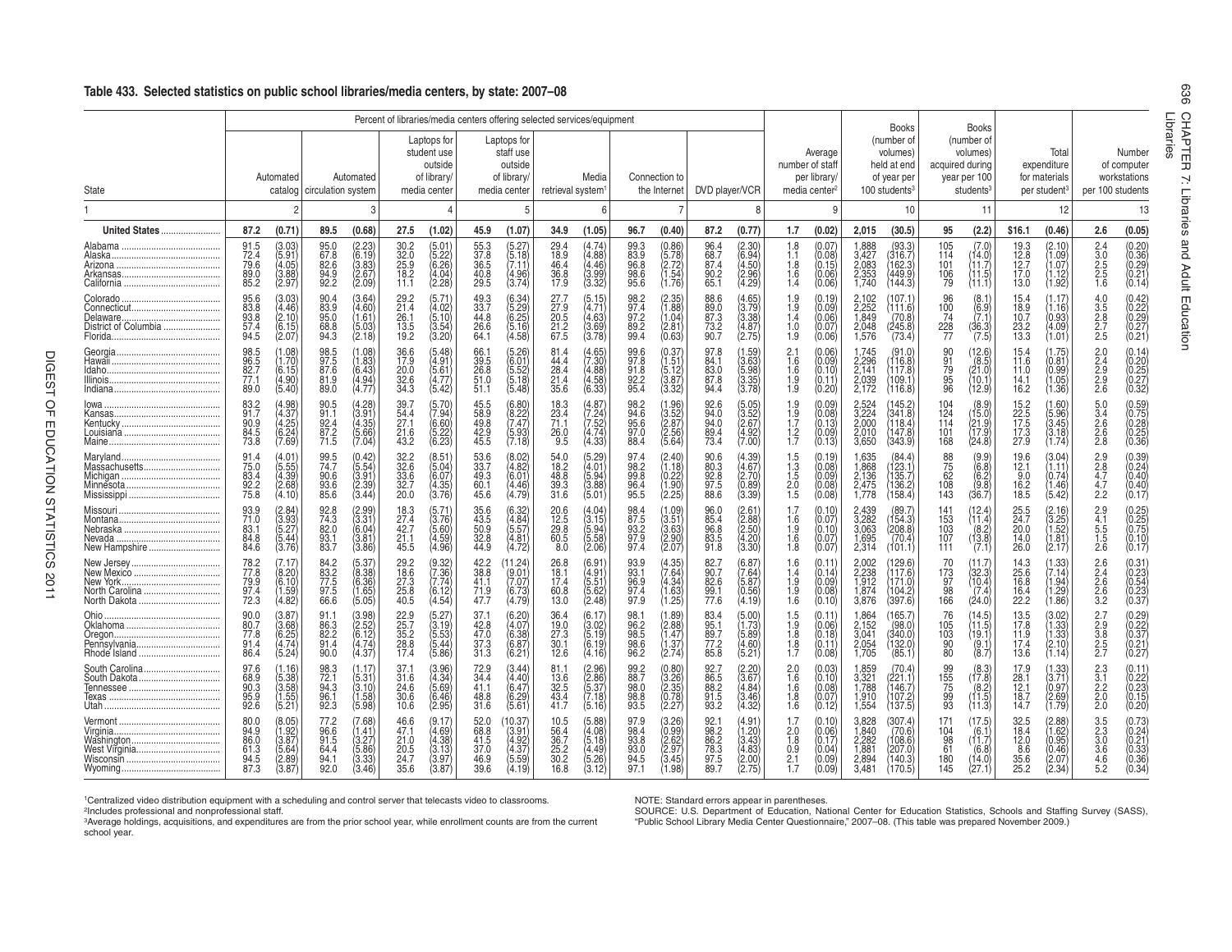## Table 433. Selected statistics on public school libraries/media centers, by state: 2007–08

| State | Automated catalog | | Automated circulation system | | Laptops for student use outside of library/ media center | | Laptops for staff use outside of library/ media center | | Media retrieval system[1] | | Connection to the Internet | | DVD player/VCR | | Average number of staff per library/ media center[2] | | Books (number of volumes) held at end of year per 100 students[3] | | Books (number of volumes) acquired during year per 100 students[3] | | Total expenditure for materials per student[3] | | Number of computer workstations per 100 students | |
|---|---|---|---|---|---|---|---|---|---|---|---|---|---|---|---|---|---|---|---|---|---|---|---|---|
| | Percent of libraries/media centers offering selected services/equipment | | | | | | | | | | | | | | | | | | | | | | | |
| 1 | | 2 | | 3 | | 4 | | 5 | | 6 | | 7 | | 8 | | 9 | | 10 | | 11 | | 12 | | 13 |
| **United States** | **87.2** | **(0.71)** | **89.5** | **(0.68)** | **27.5** | **(1.02)** | **45.9** | **(1.07)** | **34.9** | **(1.05)** | **96.7** | **(0.40)** | **87.2** | **(0.77)** | **1.7** | **(0.02)** | **2,015** | **(30.5)** | **95** | **(2.2)** | **$16.1** | **(0.46)** | **2.6** | **(0.05)** |
| Alabama | 91.5 | (3.03) | 95.0 | (2.23) | 30.2 | (5.01) | 55.3 | (5.27) | 29.4 | (4.74) | 99.3 | (0.86) | 96.4 | (2.30) | 1.8 | (0.07) | 1,888 | (93.3) | 105 | (7.0) | 19.3 | (2.10) | 2.4 | (0.20) |
| Alaska | 72.4 | (5.91) | 67.8 | (6.19) | 32.0 | (5.22) | 37.8 | (5.18) | 18.9 | (4.88) | 83.9 | (5.78) | 68.7 | (6.94) | 1.1 | (0.08) | 3,427 | (316.7) | 114 | (14.0) | 12.8 | (1.09) | 3.0 | (0.36) |
| Arizona | 79.6 | (4.05) | 82.6 | (3.83) | 25.9 | (6.26) | 36.5 | (7.11) | 46.4 | (4.46) | 96.8 | (2.72) | 87.4 | (4.50) | 1.8 | (0.15) | 2,083 | (162.3) | 101 | (11.7) | 12.7 | (1.07) | 2.5 | (0.29) |
| Arkansas | 89.0 | (3.88) | 94.9 | (2.67) | 18.2 | (4.04) | 40.8 | (4.96) | 36.8 | (3.99) | 98.6 | (1.54) | 90.2 | (2.96) | 1.6 | (0.06) | 2,353 | (449.9) | 106 | (11.5) | 17.0 | (1.12) | 2.5 | (0.21) |
| California | 85.2 | (2.97) | 92.2 | (2.09) | 11.1 | (2.28) | 29.5 | (3.74) | 17.9 | (3.32) | 95.6 | (1.76) | 65.1 | (4.29) | 1.4 | (0.06) | 1,740 | (144.3) | 79 | (11.1) | 13.0 | (1.92) | 1.6 | (0.14) |
| Colorado | 95.6 | (3.03) | 90.4 | (3.64) | 29.2 | (5.71) | 49.3 | (6.34) | 27.7 | (5.15) | 98.2 | (2.35) | 88.6 | (4.65) | 1.9 | (0.19) | 2,102 | (107.1) | 96 | (8.1) | 15.4 | (1.17) | 4.0 | (0.42) |
| Connecticut | 83.8 | (4.46) | 83.9 | (4.60) | 21.4 | (4.02) | 33.7 | (5.29) | 27.9 | (4.71) | 97.4 | (1.88) | 89.0 | (3.79) | 1.9 | (0.09) | 2,252 | (111.6) | 100 | (6.9) | 18.9 | (1.16) | 3.5 | (0.22) |
| Delaware | 93.8 | (2.10) | 95.0 | (1.61) | 26.1 | (5.10) | 44.8 | (6.25) | 20.5 | (4.63) | 97.2 | (1.04) | 87.3 | (3.38) | 1.4 | (0.06) | 1,849 | (70.8) | 74 | (7.1) | 10.7 | (0.93) | 2.8 | (0.29) |
| District of Columbia | 57.4 | (6.15) | 68.8 | (5.03) | 13.5 | (3.54) | 26.6 | (5.16) | 21.2 | (3.69) | 89.2 | (2.81) | 73.2 | (4.87) | 1.0 | (0.07) | 2,048 | (245.8) | 228 | (36.3) | 23.2 | (4.09) | 2.7 | (0.27) |
| Florida | 94.5 | (2.07) | 94.3 | (2.18) | 19.2 | (3.20) | 64.1 | (4.58) | 67.5 | (3.78) | 99.4 | (0.63) | 90.7 | (2.75) | 1.9 | (0.06) | 1,576 | (73.4) | 77 | (7.5) | 13.3 | (1.01) | 2.5 | (0.21) |
| Georgia | 98.5 | (1.08) | 98.5 | (1.08) | 36.6 | (5.48) | 66.1 | (5.26) | 81.4 | (4.65) | 99.6 | (0.37) | 97.8 | (1.59) | 2.1 | (0.06) | 1,745 | (91.0) | 90 | (12.6) | 15.4 | (1.75) | 2.0 | (0.14) |
| Hawaii | 96.5 | (1.70) | 97.5 | (1.83) | 17.9 | (4.91) | 39.5 | (6.01) | 44.4 | (7.30) | 97.8 | (1.51) | 84.1 | (3.63) | 1.6 | (0.09) | 2,296 | (116.8) | 91 | (8.5) | 11.6 | (0.81) | 2.4 | (0.20) |
| Idaho | 82.7 | (6.15) | 87.6 | (6.43) | 20.0 | (5.61) | 26.8 | (5.52) | 28.4 | (4.88) | 91.8 | (5.12) | 83.0 | (5.98) | 1.6 | (0.10) | 2,141 | (117.8) | 79 | (21.0) | 11.0 | (0.99) | 2.9 | (0.25) |
| Illinois | 77.1 | (4.90) | 81.9 | (4.94) | 32.6 | (4.77) | 51.0 | (5.18) | 21.4 | (4.58) | 92.2 | (3.87) | 87.8 | (3.35) | 1.9 | (0.11) | 2,039 | (109.1) | 95 | (10.1) | 14.1 | (1.05) | 2.9 | (0.27) |
| Indiana | 89.0 | (5.40) | 89.0 | (4.77) | 34.3 | (5.42) | 51.1 | (5.48) | 35.6 | (6.33) | 95.4 | (3.32) | 94.4 | (3.78) | 1.9 | (0.20) | 2,172 | (116.8) | 96 | (12.9) | 16.2 | (1.36) | 2.6 | (0.32) |
| Iowa | 83.2 | (4.98) | 90.5 | (4.28) | 39.7 | (5.70) | 45.5 | (6.80) | 18.3 | (4.87) | 98.2 | (1.96) | 92.6 | (5.05) | 1.9 | (0.09) | 2,524 | (145.2) | 104 | (8.9) | 15.2 | (1.60) | 5.0 | (0.59) |
| Kansas | 91.7 | (4.37) | 91.1 | (3.91) | 54.4 | (7.94) | 58.9 | (8.22) | 23.4 | (7.24) | 94.6 | (3.52) | 94.0 | (3.52) | 1.9 | (0.08) | 3,224 | (341.8) | 124 | (15.0) | 22.5 | (5.96) | 3.4 | (0.75) |
| Kentucky | 90.9 | (4.25) | 92.4 | (4.35) | 27.1 | (6.60) | 49.8 | (7.47) | 71.1 | (7.52) | 95.6 | (2.87) | 94.0 | (2.67) | 1.7 | (0.13) | 2,000 | (118.4) | 114 | (21.9) | 17.5 | (3.45) | 2.6 | (0.28) |
| Louisiana | 84.5 | (6.24) | 87.2 | (5.66) | 21.6 | (5.22) | 42.9 | (5.93) | 26.0 | (4.74) | 97.0 | (2.56) | 89.4 | (4.92) | 1.2 | (0.09) | 2,010 | (147.8) | 101 | (17.9) | 17.3 | (3.18) | 2.6 | (0.25) |
| Maine | 73.8 | (7.69) | 71.5 | (7.04) | 43.2 | (6.23) | 45.5 | (7.18) | 9.5 | (4.33) | 88.4 | (5.64) | 73.4 | (7.00) | 1.7 | (0.13) | 3,650 | (343.9) | 168 | (24.8) | 27.9 | (1.74) | 2.8 | (0.36) |
| Maryland | 91.4 | (4.01) | 99.5 | (0.42) | 32.2 | (8.51) | 53.6 | (8.02) | 54.0 | (5.29) | 97.4 | (2.40) | 90.6 | (4.39) | 1.5 | (0.19) | 1,635 | (84.4) | 88 | (9.9) | 19.6 | (3.04) | 2.9 | (0.39) |
| Massachusetts | 75.0 | (5.55) | 74.7 | (5.54) | 32.6 | (5.04) | 33.7 | (4.82) | 18.2 | (4.01) | 98.2 | (1.18) | 80.3 | (4.67) | 1.3 | (0.08) | 1,868 | (123.1) | 75 | (6.8) | 12.1 | (1.11) | 2.8 | (0.24) |
| Michigan | 83.4 | (4.39) | 90.6 | (3.91) | 33.6 | (6.07) | 49.3 | (6.01) | 48.8 | (5.94) | 99.8 | (0.22) | 92.8 | (2.70) | 1.5 | (0.09) | 2,136 | (135.7) | 62 | (6.2) | 9.0 | (0.74) | 4.7 | (0.40) |
| Minnesota | 92.2 | (2.68) | 93.6 | (2.39) | 32.7 | (4.35) | 60.1 | (4.46) | 39.3 | (3.88) | 96.4 | (1.90) | 97.5 | (0.89) | 2.0 | (0.08) | 2,475 | (136.2) | 108 | (9.8) | 16.2 | (1.46) | 4.7 | (0.40) |
| Mississippi | 75.8 | (4.10) | 85.6 | (3.44) | 20.0 | (3.76) | 45.6 | (4.79) | 31.6 | (5.01) | 95.5 | (2.25) | 88.6 | (3.39) | 1.5 | (0.08) | 1,778 | (158.4) | 143 | (36.7) | 18.5 | (5.42) | 2.2 | (0.17) |
| Missouri | 93.9 | (2.84) | 92.8 | (2.99) | 18.3 | (5.71) | 35.6 | (6.32) | 20.6 | (4.04) | 98.4 | (1.09) | 96.0 | (2.61) | 1.7 | (0.10) | 2,439 | (89.7) | 141 | (12.4) | 25.5 | (2.16) | 2.9 | (0.25) |
| Montana | 71.0 | (3.93) | 74.3 | (3.31) | 27.4 | (3.76) | 43.5 | (4.84) | 12.5 | (3.15) | 87.5 | (3.51) | 85.4 | (2.88) | 1.6 | (0.07) | 3,282 | (154.3) | 153 | (11.4) | 24.7 | (3.25) | 4.1 | (0.25) |
| Nebraska | 83.1 | (5.27) | 82.0 | (6.04) | 42.7 | (5.60) | 50.9 | (5.57) | 29.8 | (5.94) | 93.2 | (3.63) | 96.8 | (2.50) | 1.9 | (0.10) | 3,063 | (208.8) | 103 | (8.2) | 20.0 | (1.52) | 5.5 | (0.75) |
| Nevada | 84.8 | (5.44) | 93.1 | (3.81) | 21.1 | (4.59) | 32.8 | (4.81) | 60.5 | (5.58) | 97.9 | (2.90) | 83.5 | (4.20) | 1.6 | (0.07) | 1,695 | (70.4) | 107 | (13.8) | 14.0 | (1.81) | 1.5 | (0.10) |
| New Hampshire | 84.6 | (3.76) | 83.7 | (3.86) | 45.5 | (4.96) | 44.9 | (4.72) | 8.0 | (2.06) | 97.4 | (2.07) | 91.8 | (3.30) | 1.8 | (0.07) | 2,314 | (101.1) | 111 | (7.1) | 26.0 | (2.17) | 2.6 | (0.17) |
| New Jersey | 78.2 | (7.17) | 84.2 | (5.37) | 29.2 | (9.32) | 42.2 | (11.24) | 26.8 | (6.91) | 93.9 | (4.35) | 82.7 | (6.87) | 1.6 | (0.11) | 2,002 | (129.6) | 70 | (11.7) | 14.3 | (1.33) | 2.6 | (0.31) |
| New Mexico | 77.8 | (8.20) | 83.2 | (8.38) | 18.6 | (7.36) | 38.8 | (9.01) | 18.1 | (4.91) | 93.1 | (7.64) | 90.7 | (7.64) | 1.4 | (0.14) | 2,238 | (117.6) | 173 | (32.3) | 25.6 | (7.14) | 2.4 | (0.23) |
| New York | 79.9 | (6.10) | 77.5 | (6.36) | 27.3 | (7.74) | 41.1 | (7.07) | 17.4 | (5.51) | 96.9 | (4.34) | 82.6 | (5.87) | 1.9 | (0.09) | 1,912 | (171.0) | 97 | (10.4) | 16.8 | (1.94) | 2.6 | (0.54) |
| North Carolina | 97.4 | (1.59) | 97.5 | (1.65) | 25.8 | (6.12) | 71.9 | (6.73) | 60.8 | (5.62) | 97.4 | (1.63) | 99.1 | (0.56) | 1.9 | (0.08) | 1,874 | (104.2) | 98 | (7.4) | 16.4 | (1.29) | 2.6 | (0.23) |
| North Dakota | 72.3 | (4.82) | 66.6 | (5.05) | 40.5 | (4.54) | 47.7 | (4.79) | 13.0 | (2.48) | 97.9 | (1.25) | 77.6 | (4.19) | 1.6 | (0.10) | 3,876 | (397.6) | 166 | (24.0) | 22.2 | (1.86) | 3.2 | (0.37) |
| Ohio | 90.0 | (3.87) | 91.1 | (3.98) | 22.9 | (5.27) | 37.1 | (6.20) | 36.4 | (6.17) | 98.1 | (1.89) | 83.4 | (5.00) | 1.5 | (0.11) | 1,864 | (165.7) | 76 | (14.5) | 13.5 | (3.02) | 2.7 | (0.29) |
| Oklahoma | 80.7 | (3.68) | 86.3 | (2.52) | 25.7 | (3.19) | 42.8 | (4.07) | 19.0 | (3.02) | 96.2 | (2.88) | 95.1 | (1.73) | 1.9 | (0.06) | 2,152 | (98.0) | 105 | (11.5) | 17.8 | (1.33) | 2.9 | (0.22) |
| Oregon | 77.8 | (6.25) | 82.2 | (6.12) | 35.2 | (5.53) | 47.0 | (6.38) | 27.3 | (5.19) | 98.5 | (1.47) | 89.7 | (5.89) | 1.8 | (0.18) | 3,041 | (340.0) | 103 | (19.1) | 11.9 | (1.33) | 3.8 | (0.37) |
| Pennsylvania | 91.4 | (4.74) | 91.4 | (4.74) | 28.8 | (5.44) | 37.3 | (6.87) | 30.1 | (6.19) | 98.6 | (1.37) | 77.2 | (4.60) | 1.8 | (0.11) | 2,054 | (132.0) | 90 | (9.1) | 17.4 | (2.10) | 2.5 | (0.21) |
| Rhode Island | 86.4 | (5.24) | 90.0 | (4.37) | 17.4 | (5.86) | 31.3 | (6.21) | 12.6 | (4.16) | 96.2 | (2.74) | 85.8 | (5.21) | 1.7 | (0.08) | 1,705 | (85.1) | 80 | (8.7) | 13.6 | (1.14) | 2.7 | (0.27) |
| South Carolina | 97.6 | (1.16) | 98.3 | (1.17) | 37.1 | (3.96) | 72.9 | (3.44) | 81.1 | (2.96) | 99.2 | (0.80) | 92.7 | (2.20) | 2.0 | (0.03) | 1,859 | (70.4) | 99 | (8.3) | 17.9 | (1.33) | 2.3 | (0.11) |
| South Dakota | 68.9 | (5.38) | 72.1 | (5.31) | 31.6 | (4.34) | 34.4 | (4.40) | 13.6 | (2.86) | 88.7 | (3.26) | 86.5 | (3.67) | 1.6 | (0.10) | 3,321 | (221.1) | 155 | (17.8) | 28.1 | (3.71) | 3.1 | (0.22) |
| Tennessee | 90.3 | (3.58) | 94.3 | (3.10) | 24.6 | (5.69) | 41.1 | (6.47) | 32.5 | (5.37) | 98.0 | (2.35) | 88.2 | (4.84) | 1.6 | (0.08) | 1,788 | (146.7) | 75 | (8.2) | 12.1 | (0.97) | 2.2 | (0.23) |
| Texas | 95.9 | (1.55) | 96.1 | (1.58) | 30.6 | (6.46) | 48.8 | (6.29) | 43.4 | (7.18) | 98.8 | (0.78) | 91.5 | (3.46) | 1.8 | (0.07) | 1,910 | (107.2) | 99 | (11.5) | 18.7 | (2.69) | 2.0 | (0.15) |
| Utah | 92.6 | (5.21) | 92.3 | (5.98) | 10.6 | (2.95) | 31.6 | (5.61) | 41.7 | (5.16) | 93.5 | (2.27) | 93.2 | (4.32) | 1.6 | (0.12) | 1,554 | (137.5) | 93 | (11.3) | 14.7 | (1.79) | 2.0 | (0.20) |
| Vermont | 80.0 | (8.05) | 77.2 | (7.68) | 46.6 | (9.17) | 52.0 | (10.37) | 10.5 | (5.88) | 97.9 | (3.26) | 92.1 | (4.91) | 1.7 | (0.10) | 3,828 | (307.4) | 171 | (17.5) | 32.5 | (2.88) | 3.5 | (0.73) |
| Virginia | 94.9 | (1.92) | 96.6 | (1.41) | 47.1 | (4.69) | 68.8 | (3.91) | 56.4 | (4.08) | 98.4 | (0.99) | 98.2 | (1.20) | 2.0 | (0.06) | 1,840 | (70.6) | 104 | (6.1) | 18.4 | (1.62) | 2.3 | (0.24) |
| Washington | 86.0 | (3.87) | 91.5 | (3.27) | 21.0 | (4.38) | 41.5 | (4.92) | 36.7 | (5.18) | 98.0 | (2.62) | 86.2 | (3.43) | 1.8 | (0.17) | 2,282 | (108.6) | 98 | (11.7) | 12.0 | (0.95) | 3.0 | (0.21) |
| West Virginia | 61.3 | (5.64) | 64.4 | (5.86) | 20.5 | (3.13) | 37.0 | (4.37) | 25.2 | (4.49) | 93.0 | (2.97) | 78.3 | (4.83) | 0.9 | (0.04) | 1,881 | (207.0) | 61 | (6.8) | 8.6 | (0.46) | 3.6 | (0.33) |
| Wisconsin | 94.5 | (2.89) | 94.1 | (3.33) | 24.7 | (3.97) | 46.9 | (5.59) | 30.2 | (5.26) | 94.5 | (3.45) | 97.5 | (2.00) | 2.1 | (0.09) | 2,894 | (140.3) | 180 | (14.0) | 35.6 | (2.07) | 4.6 | (0.36) |
| Wyoming | 87.3 | (3.87) | 92.0 | (3.46) | 35.6 | (3.87) | 39.6 | (4.19) | 16.8 | (3.12) | 97.1 | (1.98) | 89.7 | (2.75) | 1.7 | (0.09) | 3,481 | (170.5) | 145 | (27.1) | 25.2 | (2.34) | 5.2 | (0.34) |

[1]Centralized video distribution equipment with a scheduling and control server that telecasts video to classrooms.
[2]Includes professional and nonprofessional staff.
[3]Average holdings, acquisitions, and expenditures are from the prior school year, while enrollment counts are from the current school year.

NOTE: Standard errors appear in parentheses.
SOURCE: U.S. Department of Education, National Center for Education Statistics, Schools and Staffing Survey (SASS), "Public School Library Media Center Questionnaire," 2007–08. (This table was prepared November 2009.)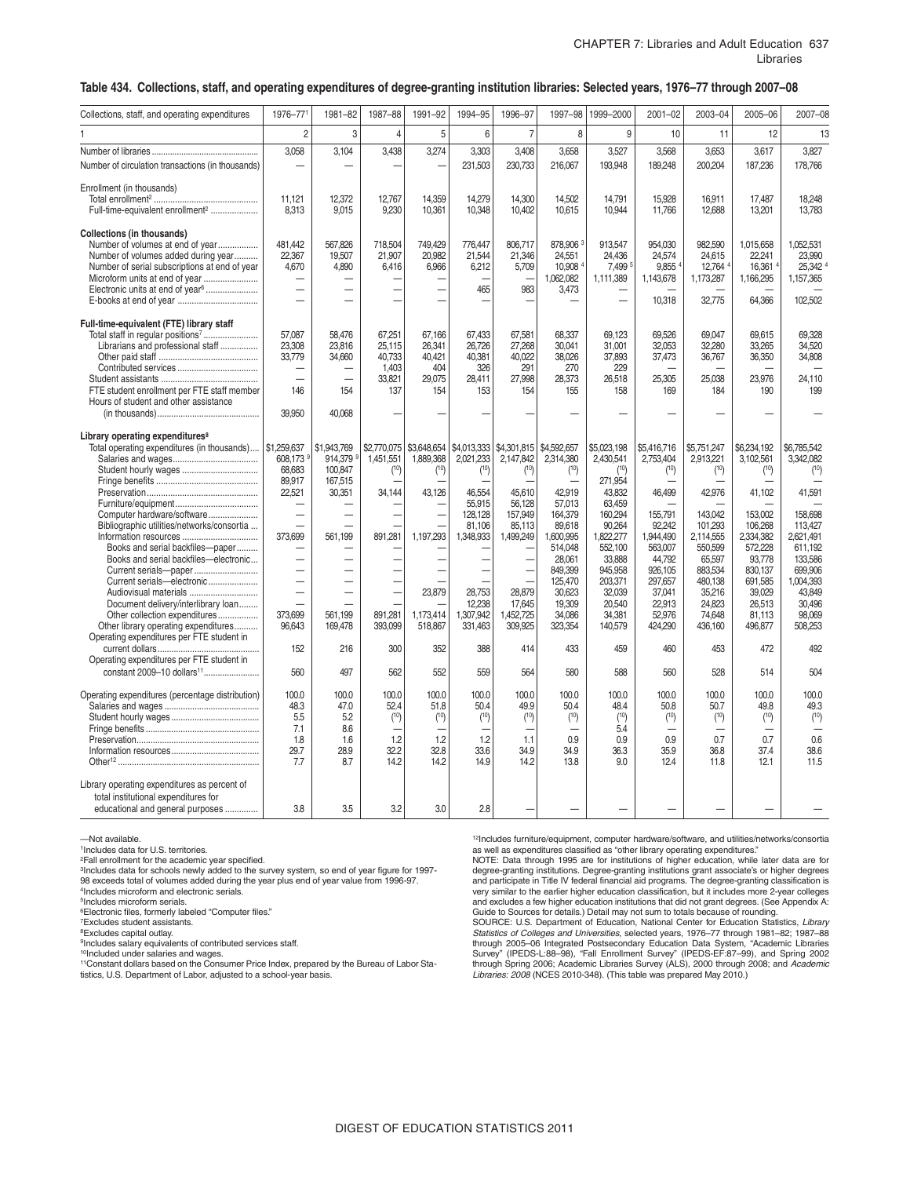## Table 434. Collections, staff, and operating expenditures of degree-granting institution libraries: Selected years, 1976–77 through 2007–08

| Collections, staff, and operating expenditures | 1976–77[1] | 1981–82 | 1987–88 | 1991–92 | 1994–95 | 1996–97 | 1997–98 | 1999–2000 | 2001–02 | 2003–04 | 2005–06 | 2007–08 |
|---|---|---|---|---|---|---|---|---|---|---|---|---|
| 1 | 2 | 3 | 4 | 5 | 6 | 7 | 8 | 9 | 10 | 11 | 12 | 13 |
| Number of libraries | 3,058 | 3,104 | 3,438 | 3,274 | 3,303 | 3,408 | 3,658 | 3,527 | 3,568 | 3,653 | 3,617 | 3,827 |
| Number of circulation transactions (in thousands) | — | — | — | — | 231,503 | 230,733 | 216,067 | 193,948 | 189,248 | 200,204 | 187,236 | 178,766 |
| Enrollment (in thousands) | | | | | | | | | | | | |
| Total enrollment[2] | 11,121 | 12,372 | 12,767 | 14,359 | 14,279 | 14,300 | 14,502 | 14,791 | 15,928 | 16,911 | 17,487 | 18,248 |
| Full-time-equivalent enrollment[2] | 8,313 | 9,015 | 9,230 | 10,361 | 10,348 | 10,402 | 10,615 | 10,944 | 11,766 | 12,688 | 13,201 | 13,783 |
| **Collections (in thousands)** | | | | | | | | | | | | |
| Number of volumes at end of year | 481,442 | 567,826 | 718,504 | 749,429 | 776,447 | 806,717 | 878,906 [3] | 913,547 | 954,030 | 982,590 | 1,015,658 | 1,052,531 |
| Number of volumes added during year | 22,367 | 19,507 | 21,907 | 20,982 | 21,544 | 21,346 | 24,551 | 24,436 | 24,574 | 24,615 | 22,241 | 23,990 |
| Number of serial subscriptions at end of year | 4,670 | 4,890 | 6,416 | 6,966 | 6,212 | 5,709 | 10,908 [4] | 7,499 [5] | 9,855 [4] | 12,764 [4] | 16,361 [4] | 25,342 [4] |
| Microform units at end of year | — | — | — | — | — | — | 1,062,082 | 1,111,389 | 1,143,678 | 1,173,287 | 1,166,295 | 1,157,365 |
| Electronic units at end of year[6] | — | — | — | — | 465 | 983 | 3,473 | — | — | — | — | — |
| E-books at end of year | — | — | — | — | — | — | — | — | 10,318 | 32,775 | 64,366 | 102,502 |
| **Full-time-equivalent (FTE) library staff** | | | | | | | | | | | | |
| Total staff in regular positions[7] | 57,087 | 58,476 | 67,251 | 67,166 | 67,433 | 67,581 | 68,337 | 69,123 | 69,526 | 69,047 | 69,615 | 69,328 |
| Librarians and professional staff | 23,308 | 23,816 | 25,115 | 26,341 | 26,726 | 27,268 | 30,041 | 31,001 | 32,053 | 32,280 | 33,265 | 34,520 |
| Other paid staff | 33,779 | 34,660 | 40,733 | 40,421 | 40,381 | 40,022 | 38,026 | 37,893 | 37,473 | 36,767 | 36,350 | 34,808 |
| Contributed services | — | — | 1,403 | 404 | 326 | 291 | 270 | 229 | — | — | — | — |
| Student assistants | — | — | 33,821 | 29,075 | 28,411 | 27,998 | 28,373 | 26,518 | 25,305 | 25,038 | 23,976 | 24,110 |
| FTE student enrollment per FTE staff member | 146 | 154 | 137 | 154 | 153 | 154 | 155 | 158 | 169 | 184 | 190 | 199 |
| Hours of student and other assistance (in thousands) | 39,950 | 40,068 | — | — | — | — | — | — | — | — | — | — |
| **Library operating expenditures[8]** | | | | | | | | | | | | |
| Total operating expenditures (in thousands) | $1,259,637 | $1,943,769 | $2,770,075 | $3,648,654 | $4,013,333 | $4,301,815 | $4,592,657 | $5,023,198 | $5,416,716 | $5,751,247 | $6,234,192 | $6,785,542 |
| Salaries and wages | 608,173 [9] | 914,379 [9] | 1,451,551 | 1,889,368 | 2,021,233 | 2,147,842 | 2,314,380 | 2,430,541 | 2,753,404 | 2,913,221 | 3,102,561 | 3,342,082 |
| Student hourly wages | 68,683 | 100,847 | ([10]) | ([10]) | ([10]) | ([10]) | ([10]) | ([10]) | ([10]) | ([10]) | ([10]) | ([10]) |
| Fringe benefits | 89,917 | 167,515 | — | — | — | — | — | 271,954 | — | — | — | — |
| Preservation | 22,521 | 30,351 | 34,144 | 43,126 | 46,554 | 45,610 | 42,919 | 43,832 | 46,499 | 42,976 | 41,102 | 41,591 |
| Furniture/equipment | — | — | — | — | 55,915 | 56,128 | 57,013 | 63,459 | — | — | — | — |
| Computer hardware/software | — | — | — | — | 128,128 | 157,949 | 164,379 | 160,294 | 155,791 | 143,042 | 153,002 | 158,698 |
| Bibliographic utilities/networks/consortia | — | — | — | — | 81,106 | 85,113 | 89,618 | 90,264 | 92,242 | 101,293 | 106,268 | 113,427 |
| Information resources | 373,699 | 561,199 | 891,281 | 1,197,293 | 1,348,933 | 1,499,249 | 1,600,995 | 1,822,277 | 1,944,490 | 2,114,555 | 2,334,382 | 2,621,491 |
| Books and serial backfiles—paper | — | — | — | — | — | — | 514,048 | 552,100 | 563,007 | 550,599 | 572,228 | 611,192 |
| Books and serial backfiles—electronic | — | — | — | — | — | — | 28,061 | 33,888 | 44,792 | 65,597 | 93,778 | 133,586 |
| Current serials—paper | — | — | — | — | — | — | 849,399 | 945,958 | 926,105 | 883,534 | 830,137 | 699,906 |
| Current serials—electronic | — | — | — | — | — | — | 125,470 | 203,371 | 297,657 | 480,138 | 691,585 | 1,004,393 |
| Audiovisual materials | — | — | — | 23,879 | 28,753 | 28,879 | 30,623 | 32,039 | 37,041 | 35,216 | 39,029 | 43,849 |
| Document delivery/interlibrary loan | — | — | — | — | 12,238 | 17,645 | 19,309 | 20,540 | 22,913 | 24,823 | 26,513 | 30,496 |
| Other collection expenditures | 373,699 | 561,199 | 891,281 | 1,173,414 | 1,307,942 | 1,452,725 | 34,086 | 34,381 | 52,976 | 74,648 | 81,113 | 98,069 |
| Other library operating expenditures | 96,643 | 169,478 | 393,099 | 518,867 | 331,463 | 309,925 | 323,354 | 140,579 | 424,290 | 436,160 | 496,877 | 508,253 |
| Operating expenditures per FTE student in current dollars | 152 | 216 | 300 | 352 | 388 | 414 | 433 | 459 | 460 | 453 | 472 | 492 |
| Operating expenditures per FTE student in constant 2009–10 dollars[11] | 560 | 497 | 562 | 552 | 559 | 564 | 580 | 588 | 560 | 528 | 514 | 504 |
| Operating expenditures (percentage distribution) | 100.0 | 100.0 | 100.0 | 100.0 | 100.0 | 100.0 | 100.0 | 100.0 | 100.0 | 100.0 | 100.0 | 100.0 |
| Salaries and wages | 48.3 | 47.0 | 52.4 | 51.8 | 50.4 | 49.9 | 50.4 | 48.4 | 50.8 | 50.7 | 49.8 | 49.3 |
| Student hourly wages | 5.5 | 5.2 | ([10]) | ([10]) | ([10]) | ([10]) | ([10]) | ([10]) | ([10]) | ([10]) | ([10]) | ([10]) |
| Fringe benefits | 7.1 | 8.6 | — | — | — | — | — | 5.4 | — | — | — | — |
| Preservation | 1.8 | 1.6 | 1.2 | 1.2 | 1.2 | 1.1 | 0.9 | 0.9 | 0.9 | 0.7 | 0.7 | 0.6 |
| Information resources | 29.7 | 28.9 | 32.2 | 32.8 | 33.6 | 34.9 | 34.9 | 36.3 | 35.9 | 36.8 | 37.4 | 38.6 |
| Other[12] | 7.7 | 8.7 | 14.2 | 14.2 | 14.9 | 14.2 | 13.8 | 9.0 | 12.4 | 11.8 | 12.1 | 11.5 |
| Library operating expenditures as percent of total institutional expenditures for educational and general purposes | 3.8 | 3.5 | 3.2 | 3.0 | 2.8 | — | — | — | — | — | — | — |

—Not available.
[1]Includes data for U.S. territories.
[2]Fall enrollment for the academic year specified.
[3]Includes data for schools newly added to the survey system, so end of year figure for 1997-98 exceeds total of volumes added during the year plus end of year value from 1996-97.
[4]Includes microform and electronic serials.
[5]Includes microform serials.
[6]Electronic files, formerly labeled "Computer files."
[7]Excludes student assistants.
[8]Excludes capital outlay.
[9]Includes salary equivalents of contributed services staff.
[10]Included under salaries and wages.
[11]Constant dollars based on the Consumer Price Index, prepared by the Bureau of Labor Statistics, U.S. Department of Labor, adjusted to a school-year basis.
[12]Includes furniture/equipment, computer hardware/software, and utilities/networks/consortia as well as expenditures classified as "other library operating expenditures."

NOTE: Data through 1995 are for institutions of higher education, while later data are for degree-granting institutions. Degree-granting institutions grant associate's or higher degrees and participate in Title IV federal financial aid programs. The degree-granting classification is very similar to the earlier higher education classification, but it includes more 2-year colleges and excludes a few higher education institutions that did not grant degrees. (See Appendix A: Guide to Sources for details.) Detail may not sum to totals because of rounding.

SOURCE: U.S. Department of Education, National Center for Education Statistics, *Library Statistics of Colleges and Universities*, selected years, 1976–77 through 1981–82; 1987–88 through 2005–06 Integrated Postsecondary Education Data System, "Academic Libraries Survey" (IPEDS-L:88–98), "Fall Enrollment Survey" (IPEDS-EF:87–99), and Spring 2002 through Spring 2006; Academic Libraries Survey (ALS), 2000 through 2008; and *Academic Libraries: 2008* (NCES 2010-348). (This table was prepared May 2010.)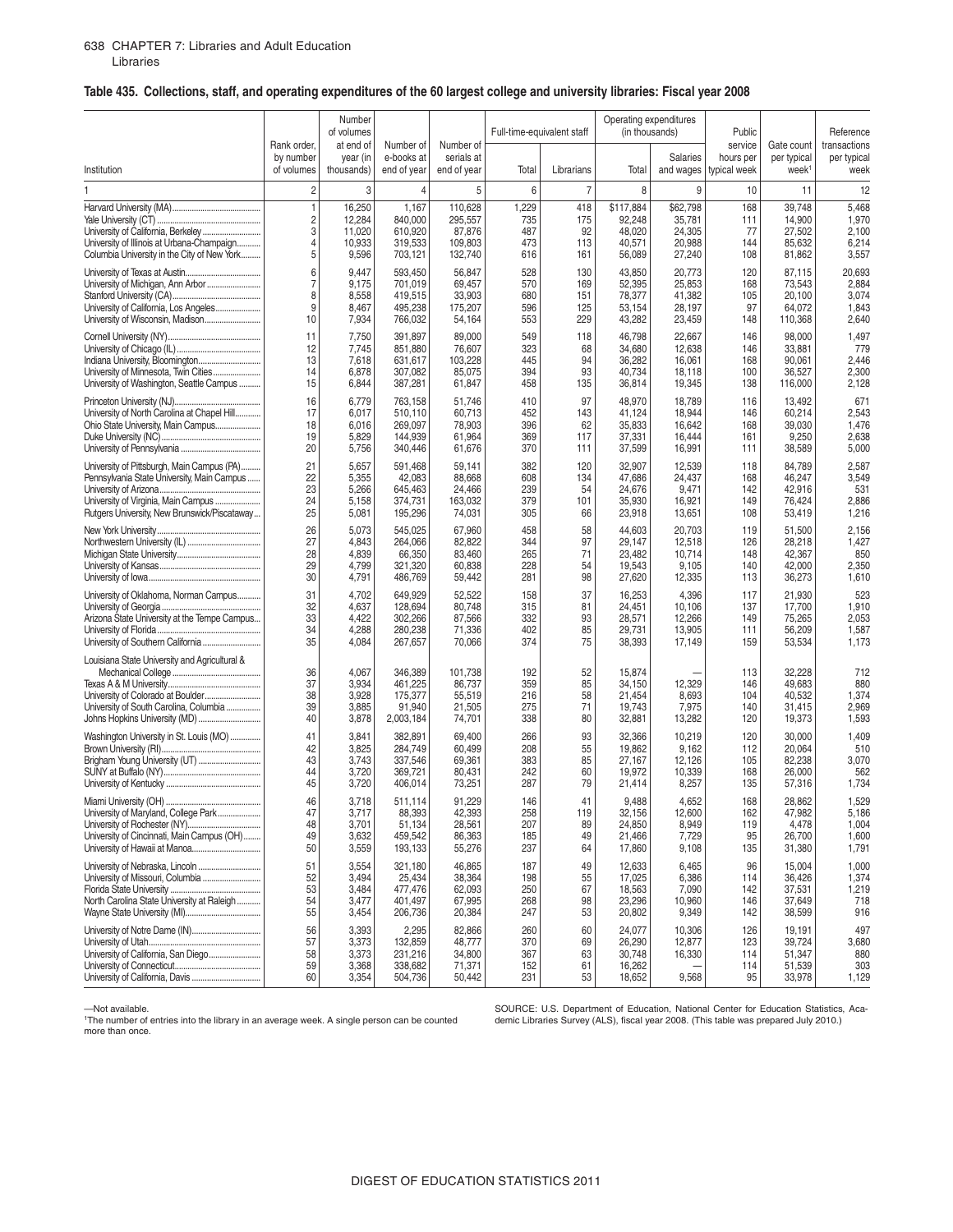## Table 435. Collections, staff, and operating expenditures of the 60 largest college and university libraries: Fiscal year 2008

| Institution | Rank order, by number of volumes | Number of volumes at end of year (in thousands) | Number of e-books at end of year | Number of serials at end of year | Full-time-equivalent staff | | Operating expenditures (in thousands) | | Public service hours per typical week | Gate count per typical week[1] | Reference transactions per typical week |
|---|---|---|---|---|---|---|---|---|---|---|---|
| | | | | | Total | Librarians | Total | Salaries and wages | | | |
| 1 | 2 | 3 | 4 | 5 | 6 | 7 | 8 | 9 | 10 | 11 | 12 |
| Harvard University (MA) | 1 | 16,250 | 1,167 | 110,628 | 1,229 | 418 | $117,884 | $62,798 | 168 | 39,748 | 5,468 |
| Yale University (CT) | 2 | 12,284 | 840,000 | 295,557 | 735 | 175 | 92,248 | 35,781 | 111 | 14,900 | 1,970 |
| University of California, Berkeley | 3 | 11,020 | 610,920 | 87,876 | 487 | 92 | 48,020 | 24,305 | 77 | 27,502 | 2,100 |
| University of Illinois at Urbana-Champaign | 4 | 10,933 | 319,533 | 109,803 | 473 | 113 | 40,571 | 20,988 | 144 | 85,632 | 6,214 |
| Columbia University in the City of New York | 5 | 9,596 | 703,121 | 132,740 | 616 | 161 | 56,089 | 27,240 | 108 | 81,862 | 3,557 |
| University of Texas at Austin | 6 | 9,447 | 593,450 | 56,847 | 528 | 130 | 43,850 | 20,773 | 120 | 87,115 | 20,693 |
| University of Michigan, Ann Arbor | 7 | 9,175 | 701,019 | 69,457 | 570 | 169 | 52,395 | 25,853 | 168 | 73,543 | 2,884 |
| Stanford University (CA) | 8 | 8,558 | 419,515 | 33,903 | 680 | 151 | 78,377 | 41,382 | 105 | 20,100 | 3,074 |
| University of California, Los Angeles | 9 | 8,467 | 495,238 | 175,207 | 596 | 125 | 53,154 | 28,197 | 97 | 64,072 | 1,843 |
| University of Wisconsin, Madison | 10 | 7,934 | 766,032 | 54,164 | 553 | 229 | 43,282 | 23,459 | 148 | 110,368 | 2,640 |
| Cornell University (NY) | 11 | 7,750 | 391,897 | 89,000 | 549 | 118 | 46,798 | 22,667 | 146 | 98,000 | 1,497 |
| University of Chicago (IL) | 12 | 7,745 | 851,880 | 76,607 | 323 | 68 | 34,680 | 12,638 | 146 | 33,881 | 779 |
| Indiana University, Bloomington | 13 | 7,618 | 631,617 | 103,228 | 445 | 94 | 36,282 | 16,061 | 168 | 90,061 | 2,446 |
| University of Minnesota, Twin Cities | 14 | 6,878 | 307,082 | 85,075 | 394 | 93 | 40,734 | 18,118 | 100 | 36,527 | 2,300 |
| University of Washington, Seattle Campus | 15 | 6,844 | 387,281 | 61,847 | 458 | 135 | 36,814 | 19,345 | 138 | 116,000 | 2,128 |
| Princeton University (NJ) | 16 | 6,779 | 763,158 | 51,746 | 410 | 97 | 48,970 | 18,789 | 116 | 13,492 | 671 |
| University of North Carolina at Chapel Hill | 17 | 6,017 | 510,110 | 60,713 | 452 | 143 | 41,124 | 18,944 | 146 | 60,214 | 2,543 |
| Ohio State University, Main Campus | 18 | 6,016 | 269,097 | 78,903 | 396 | 62 | 35,833 | 16,642 | 168 | 39,030 | 1,476 |
| Duke University (NC) | 19 | 5,829 | 144,939 | 61,964 | 369 | 117 | 37,331 | 16,444 | 161 | 9,250 | 2,638 |
| University of Pennsylvania | 20 | 5,756 | 340,446 | 61,676 | 370 | 111 | 37,599 | 16,991 | 111 | 38,589 | 5,000 |
| University of Pittsburgh, Main Campus (PA) | 21 | 5,657 | 591,468 | 59,141 | 382 | 120 | 32,907 | 12,539 | 118 | 84,789 | 2,587 |
| Pennsylvania State University, Main Campus | 22 | 5,355 | 42,083 | 88,668 | 608 | 134 | 47,686 | 24,437 | 168 | 46,247 | 3,549 |
| University of Arizona | 23 | 5,266 | 645,463 | 24,466 | 239 | 54 | 24,676 | 9,471 | 142 | 42,916 | 531 |
| University of Virginia, Main Campus | 24 | 5,158 | 374,731 | 163,032 | 379 | 101 | 35,930 | 16,921 | 149 | 76,424 | 2,886 |
| Rutgers University, New Brunswick/Piscataway | 25 | 5,081 | 195,296 | 74,031 | 305 | 66 | 23,918 | 13,651 | 108 | 53,419 | 1,216 |
| New York University | 26 | 5,073 | 545,025 | 67,960 | 458 | 58 | 44,603 | 20,703 | 119 | 51,500 | 2,156 |
| Northwestern University (IL) | 27 | 4,843 | 264,066 | 82,822 | 344 | 97 | 29,147 | 12,518 | 126 | 28,218 | 1,427 |
| Michigan State University | 28 | 4,839 | 66,350 | 83,460 | 265 | 71 | 23,482 | 10,714 | 148 | 42,367 | 850 |
| University of Kansas | 29 | 4,799 | 321,320 | 60,838 | 228 | 54 | 19,543 | 9,105 | 140 | 42,000 | 2,350 |
| University of Iowa | 30 | 4,791 | 486,769 | 59,442 | 281 | 98 | 27,620 | 12,335 | 113 | 36,273 | 1,610 |
| University of Oklahoma, Norman Campus | 31 | 4,702 | 649,929 | 52,522 | 158 | 37 | 16,253 | 4,396 | 117 | 21,930 | 523 |
| University of Georgia | 32 | 4,637 | 128,694 | 80,748 | 315 | 81 | 24,451 | 10,106 | 137 | 17,700 | 1,910 |
| Arizona State University at the Tempe Campus | 33 | 4,422 | 302,266 | 87,566 | 332 | 93 | 28,571 | 12,266 | 149 | 75,265 | 2,053 |
| University of Florida | 34 | 4,288 | 280,238 | 71,336 | 402 | 85 | 29,731 | 13,905 | 111 | 56,209 | 1,587 |
| University of Southern California | 35 | 4,084 | 267,657 | 70,066 | 374 | 75 | 38,393 | 17,149 | 159 | 53,534 | 1,173 |
| Louisiana State University and Agricultural & Mechanical College | 36 | 4,067 | 346,389 | 101,738 | 192 | 52 | 15,874 | — | 113 | 32,228 | 712 |
| Texas A & M University | 37 | 3,934 | 461,225 | 86,737 | 359 | 85 | 34,150 | 12,329 | 146 | 49,683 | 880 |
| University of Colorado at Boulder | 38 | 3,928 | 175,377 | 55,519 | 216 | 58 | 21,454 | 8,693 | 104 | 40,532 | 1,374 |
| University of South Carolina, Columbia | 39 | 3,885 | 91,940 | 21,505 | 275 | 71 | 19,743 | 7,975 | 140 | 31,415 | 2,969 |
| Johns Hopkins University (MD) | 40 | 3,878 | 2,003,184 | 74,701 | 338 | 80 | 32,881 | 13,282 | 120 | 19,373 | 1,593 |
| Washington University in St. Louis (MO) | 41 | 3,841 | 382,891 | 69,400 | 266 | 93 | 32,366 | 10,219 | 120 | 30,000 | 1,409 |
| Brown University (RI) | 42 | 3,825 | 284,749 | 60,499 | 208 | 55 | 19,862 | 9,162 | 112 | 20,064 | 510 |
| Brigham Young University (UT) | 43 | 3,743 | 337,546 | 69,361 | 383 | 85 | 27,167 | 12,126 | 105 | 82,238 | 3,070 |
| SUNY at Buffalo (NY) | 44 | 3,720 | 369,721 | 80,431 | 242 | 60 | 19,972 | 10,339 | 168 | 26,000 | 562 |
| University of Kentucky | 45 | 3,720 | 406,014 | 73,251 | 287 | 79 | 21,414 | 8,257 | 135 | 57,316 | 1,734 |
| Miami University (OH) | 46 | 3,718 | 511,114 | 91,229 | 146 | 41 | 9,488 | 4,652 | 168 | 28,862 | 1,529 |
| University of Maryland, College Park | 47 | 3,717 | 88,393 | 42,393 | 258 | 119 | 32,156 | 12,600 | 162 | 47,982 | 5,186 |
| University of Rochester (NY) | 48 | 3,701 | 51,134 | 28,561 | 207 | 89 | 24,850 | 8,949 | 119 | 4,478 | 1,004 |
| University of Cincinnati, Main Campus (OH) | 49 | 3,632 | 459,542 | 86,363 | 185 | 49 | 21,466 | 7,729 | 95 | 26,700 | 1,600 |
| University of Hawaii at Manoa | 50 | 3,559 | 193,133 | 55,276 | 237 | 64 | 17,860 | 9,108 | 135 | 31,380 | 1,791 |
| University of Nebraska, Lincoln | 51 | 3,554 | 321,180 | 46,865 | 187 | 49 | 12,633 | 6,465 | 96 | 15,004 | 1,000 |
| University of Missouri, Columbia | 52 | 3,494 | 25,434 | 38,364 | 198 | 55 | 17,025 | 6,386 | 114 | 36,426 | 1,374 |
| Florida State University | 53 | 3,484 | 477,476 | 62,093 | 250 | 67 | 18,563 | 7,090 | 142 | 37,531 | 1,219 |
| North Carolina State University at Raleigh | 54 | 3,477 | 401,497 | 67,995 | 268 | 98 | 23,296 | 10,960 | 146 | 37,649 | 718 |
| Wayne State University (MI) | 55 | 3,454 | 206,736 | 20,384 | 247 | 53 | 20,802 | 9,349 | 142 | 38,599 | 916 |
| University of Notre Dame (IN) | 56 | 3,393 | 2,295 | 82,866 | 260 | 60 | 24,077 | 10,306 | 126 | 19,191 | 497 |
| University of Utah | 57 | 3,373 | 132,859 | 48,777 | 370 | 69 | 26,290 | 12,877 | 123 | 39,724 | 3,680 |
| University of California, San Diego | 58 | 3,373 | 231,216 | 34,800 | 367 | 63 | 30,748 | 16,330 | 114 | 51,347 | 880 |
| University of Connecticut | 59 | 3,368 | 338,682 | 71,371 | 152 | 61 | 16,262 | — | 114 | 51,539 | 303 |
| University of California, Davis | 60 | 3,354 | 504,736 | 50,442 | 231 | 53 | 18,652 | 9,568 | 95 | 33,978 | 1,129 |

—Not available.
[1]The number of entries into the library in an average week. A single person can be counted more than once.

SOURCE: U.S. Department of Education, National Center for Education Statistics, Academic Libraries Survey (ALS), fiscal year 2008. (This table was prepared July 2010.)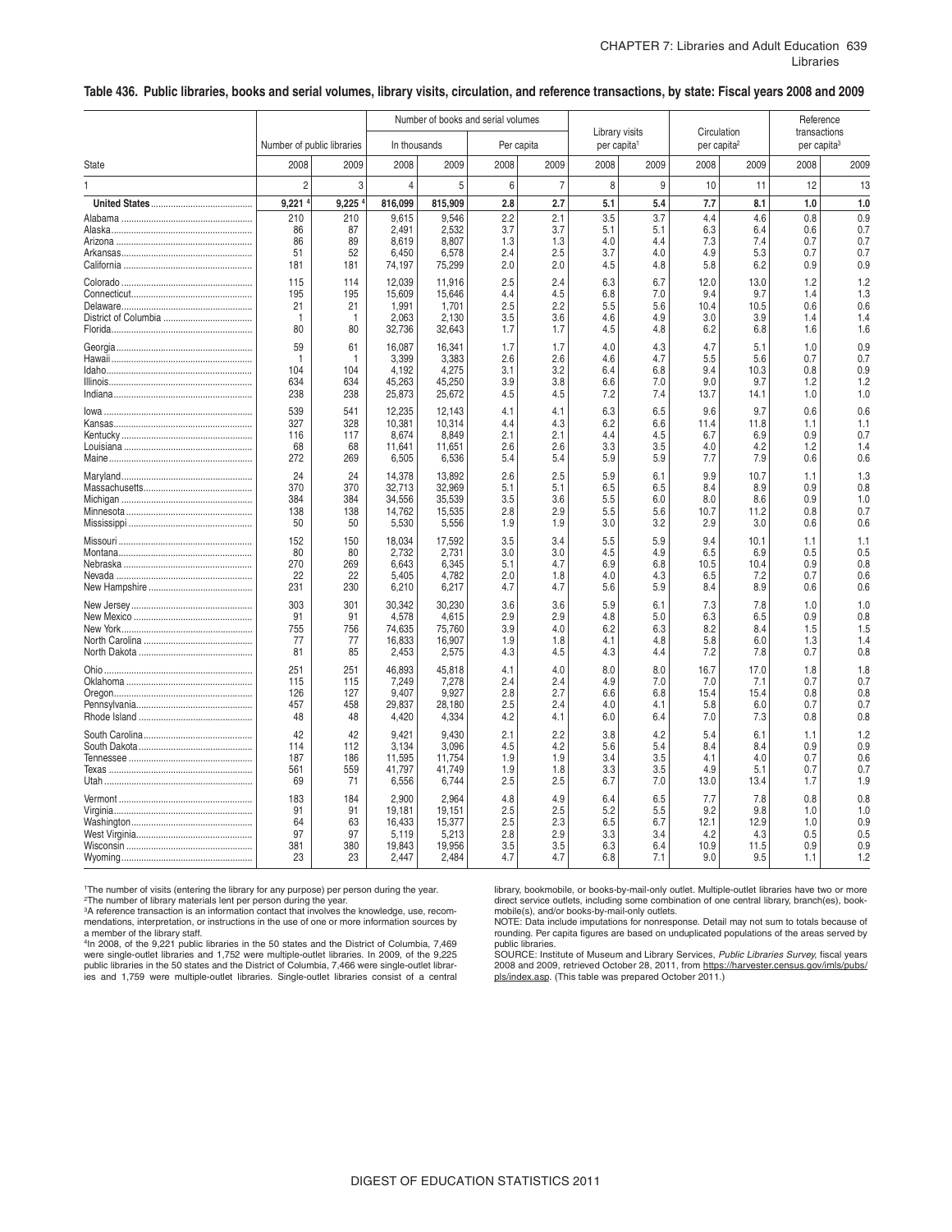## Table 436. Public libraries, books and serial volumes, library visits, circulation, and reference transactions, by state: Fiscal years 2008 and 2009

| State | Number of public libraries | | Number of books and serial volumes: In thousands | | Number of books and serial volumes: Per capita | | Library visits per capita[1] | | Circulation per capita[2] | | Reference transactions per capita[3] | |
|---|---|---|---|---|---|---|---|---|---|---|---|---|
| | 2008 | 2009 | 2008 | 2009 | 2008 | 2009 | 2008 | 2009 | 2008 | 2009 | 2008 | 2009 |
| 1 | 2 | 3 | 4 | 5 | 6 | 7 | 8 | 9 | 10 | 11 | 12 | 13 |
| **United States** | **9,221** [4] | **9,225** [4] | **816,099** | **815,909** | **2.8** | **2.7** | **5.1** | **5.4** | **7.7** | **8.1** | **1.0** | **1.0** |
| Alabama | 210 | 210 | 9,615 | 9,546 | 2.2 | 2.1 | 3.5 | 3.7 | 4.4 | 4.6 | 0.8 | 0.9 |
| Alaska | 86 | 87 | 2,491 | 2,532 | 3.7 | 3.7 | 5.1 | 5.1 | 6.3 | 6.4 | 0.6 | 0.7 |
| Arizona | 86 | 89 | 8,619 | 8,807 | 1.3 | 1.3 | 4.0 | 4.4 | 7.3 | 7.4 | 0.7 | 0.7 |
| Arkansas | 51 | 52 | 6,450 | 6,578 | 2.4 | 2.5 | 3.7 | 4.0 | 4.9 | 5.3 | 0.7 | 0.7 |
| California | 181 | 181 | 74,197 | 75,299 | 2.0 | 2.0 | 4.5 | 4.8 | 5.8 | 6.2 | 0.9 | 0.9 |
| Colorado | 115 | 114 | 12,039 | 11,916 | 2.5 | 2.4 | 6.3 | 6.7 | 12.0 | 13.0 | 1.2 | 1.2 |
| Connecticut | 195 | 195 | 15,609 | 15,646 | 4.4 | 4.5 | 6.8 | 7.0 | 9.4 | 9.7 | 1.4 | 1.3 |
| Delaware | 21 | 21 | 1,991 | 1,701 | 2.5 | 2.2 | 5.5 | 5.6 | 10.4 | 10.5 | 0.6 | 0.6 |
| District of Columbia | 1 | 1 | 2,063 | 2,130 | 3.5 | 3.6 | 4.6 | 4.9 | 3.0 | 3.9 | 1.4 | 1.4 |
| Florida | 80 | 80 | 32,736 | 32,643 | 1.7 | 1.7 | 4.5 | 4.8 | 6.2 | 6.8 | 1.6 | 1.6 |
| Georgia | 59 | 61 | 16,087 | 16,341 | 1.7 | 1.7 | 4.0 | 4.3 | 4.7 | 5.1 | 1.0 | 0.9 |
| Hawaii | 1 | 1 | 3,399 | 3,383 | 2.6 | 2.6 | 4.6 | 4.7 | 5.5 | 5.6 | 0.7 | 0.7 |
| Idaho | 104 | 104 | 4,192 | 4,275 | 3.1 | 3.2 | 6.4 | 6.8 | 9.4 | 10.3 | 0.8 | 0.9 |
| Illinois | 634 | 634 | 45,263 | 45,250 | 3.9 | 3.8 | 6.6 | 7.0 | 9.0 | 9.7 | 1.2 | 1.2 |
| Indiana | 238 | 238 | 25,873 | 25,672 | 4.5 | 4.5 | 7.2 | 7.4 | 13.7 | 14.1 | 1.0 | 1.0 |
| Iowa | 539 | 541 | 12,235 | 12,143 | 4.1 | 4.1 | 6.3 | 6.5 | 9.6 | 9.7 | 0.6 | 0.6 |
| Kansas | 327 | 328 | 10,381 | 10,314 | 4.4 | 4.3 | 6.2 | 6.6 | 11.4 | 11.8 | 1.1 | 1.1 |
| Kentucky | 116 | 117 | 8,674 | 8,849 | 2.1 | 2.1 | 4.4 | 4.5 | 6.7 | 6.9 | 0.9 | 0.7 |
| Louisiana | 68 | 68 | 11,641 | 11,651 | 2.6 | 2.6 | 3.3 | 3.5 | 4.0 | 4.2 | 1.2 | 1.4 |
| Maine | 272 | 269 | 6,505 | 6,536 | 5.4 | 5.4 | 5.9 | 5.9 | 7.7 | 7.9 | 0.6 | 0.6 |
| Maryland | 24 | 24 | 14,378 | 13,892 | 2.6 | 2.5 | 5.9 | 6.1 | 9.9 | 10.7 | 1.1 | 1.3 |
| Massachusetts | 370 | 370 | 32,713 | 32,969 | 5.1 | 5.1 | 6.5 | 6.5 | 8.4 | 8.9 | 0.9 | 0.8 |
| Michigan | 384 | 384 | 34,556 | 35,539 | 3.5 | 3.6 | 5.5 | 6.0 | 8.0 | 8.6 | 0.9 | 1.0 |
| Minnesota | 138 | 138 | 14,762 | 15,535 | 2.8 | 2.9 | 5.5 | 5.6 | 10.7 | 11.2 | 0.8 | 0.7 |
| Mississippi | 50 | 50 | 5,530 | 5,556 | 1.9 | 1.9 | 3.0 | 3.2 | 2.9 | 3.0 | 0.6 | 0.6 |
| Missouri | 152 | 150 | 18,034 | 17,592 | 3.5 | 3.4 | 5.5 | 5.9 | 9.4 | 10.1 | 1.1 | 1.1 |
| Montana | 80 | 80 | 2,732 | 2,731 | 3.0 | 3.0 | 4.5 | 4.9 | 6.5 | 6.9 | 0.5 | 0.5 |
| Nebraska | 270 | 269 | 6,643 | 6,345 | 5.1 | 4.7 | 6.9 | 6.8 | 10.5 | 10.4 | 0.9 | 0.8 |
| Nevada | 22 | 22 | 5,405 | 4,782 | 2.0 | 1.8 | 4.0 | 4.3 | 6.5 | 7.2 | 0.7 | 0.6 |
| New Hampshire | 231 | 230 | 6,210 | 6,217 | 4.7 | 4.7 | 5.6 | 5.9 | 8.4 | 8.9 | 0.6 | 0.6 |
| New Jersey | 303 | 301 | 30,342 | 30,230 | 3.6 | 3.6 | 5.9 | 6.1 | 7.3 | 7.8 | 1.0 | 1.0 |
| New Mexico | 91 | 91 | 4,578 | 4,615 | 2.9 | 2.9 | 4.8 | 5.0 | 6.3 | 6.5 | 0.9 | 0.8 |
| New York | 755 | 756 | 74,635 | 75,760 | 3.9 | 4.0 | 6.2 | 6.3 | 8.2 | 8.4 | 1.5 | 1.5 |
| North Carolina | 77 | 77 | 16,833 | 16,907 | 1.9 | 1.8 | 4.1 | 4.8 | 5.8 | 6.0 | 1.3 | 1.4 |
| North Dakota | 81 | 85 | 2,453 | 2,575 | 4.3 | 4.5 | 4.3 | 4.4 | 7.2 | 7.8 | 0.7 | 0.8 |
| Ohio | 251 | 251 | 46,893 | 45,818 | 4.1 | 4.0 | 8.0 | 8.0 | 16.7 | 17.0 | 1.8 | 1.8 |
| Oklahoma | 115 | 115 | 7,249 | 7,278 | 2.4 | 2.4 | 4.9 | 7.0 | 7.0 | 7.1 | 0.7 | 0.7 |
| Oregon | 126 | 127 | 9,407 | 9,927 | 2.8 | 2.7 | 6.6 | 6.8 | 15.4 | 15.4 | 0.8 | 0.8 |
| Pennsylvania | 457 | 458 | 29,837 | 28,180 | 2.5 | 2.4 | 4.0 | 4.1 | 5.8 | 6.0 | 0.7 | 0.7 |
| Rhode Island | 48 | 48 | 4,420 | 4,334 | 4.2 | 4.1 | 6.0 | 6.4 | 7.0 | 7.3 | 0.8 | 0.8 |
| South Carolina | 42 | 42 | 9,421 | 9,430 | 2.1 | 2.2 | 3.8 | 4.2 | 5.4 | 6.1 | 1.1 | 1.2 |
| South Dakota | 114 | 112 | 3,134 | 3,096 | 4.5 | 4.2 | 5.6 | 5.4 | 8.4 | 8.4 | 0.9 | 0.9 |
| Tennessee | 187 | 186 | 11,595 | 11,754 | 1.9 | 1.9 | 3.4 | 3.5 | 4.1 | 4.0 | 0.7 | 0.6 |
| Texas | 561 | 559 | 41,797 | 41,749 | 1.9 | 1.8 | 3.3 | 3.5 | 4.9 | 5.1 | 0.7 | 0.7 |
| Utah | 69 | 71 | 6,556 | 6,744 | 2.5 | 2.5 | 6.7 | 7.0 | 13.0 | 13.4 | 1.7 | 1.9 |
| Vermont | 183 | 184 | 2,900 | 2,964 | 4.8 | 4.9 | 6.4 | 6.5 | 7.7 | 7.8 | 0.8 | 0.8 |
| Virginia | 91 | 91 | 19,181 | 19,151 | 2.5 | 2.5 | 5.2 | 5.5 | 9.2 | 9.8 | 1.0 | 1.0 |
| Washington | 64 | 63 | 16,433 | 15,377 | 2.5 | 2.3 | 6.5 | 6.7 | 12.1 | 12.9 | 1.0 | 0.9 |
| West Virginia | 97 | 97 | 5,119 | 5,213 | 2.8 | 2.9 | 3.3 | 3.4 | 4.2 | 4.3 | 0.5 | 0.5 |
| Wisconsin | 381 | 380 | 19,843 | 19,956 | 3.5 | 3.5 | 6.3 | 6.4 | 10.9 | 11.5 | 0.9 | 0.9 |
| Wyoming | 23 | 23 | 2,447 | 2,484 | 4.7 | 4.7 | 6.8 | 7.1 | 9.0 | 9.5 | 1.1 | 1.2 |

[1]The number of visits (entering the library for any purpose) per person during the year.
[2]The number of library materials lent per person during the year.
[3]A reference transaction is an information contact that involves the knowledge, use, recommendations, interpretation, or instructions in the use of one or more information sources by a member of the library staff.
[4]In 2008, of the 9,221 public libraries in the 50 states and the District of Columbia, 7,469 were single-outlet libraries and 1,752 were multiple-outlet libraries. In 2009, of the 9,225 public libraries in the 50 states and the District of Columbia, 7,466 were single-outlet libraries and 1,759 were multiple-outlet libraries. Single-outlet libraries consist of a central library, bookmobile, or books-by-mail-only outlet. Multiple-outlet libraries have two or more direct service outlets, including some combination of one central library, branch(es), bookmobile(s), and/or books-by-mail-only outlets.

NOTE: Data include imputations for nonresponse. Detail may not sum to totals because of rounding. Per capita figures are based on unduplicated populations of the areas served by public libraries.

SOURCE: Institute of Museum and Library Services, *Public Libraries Survey*, fiscal years 2008 and 2009, retrieved October 28, 2011, from https://harvester.census.gov/imls/pubs/pls/index.asp. (This table was prepared October 2011.)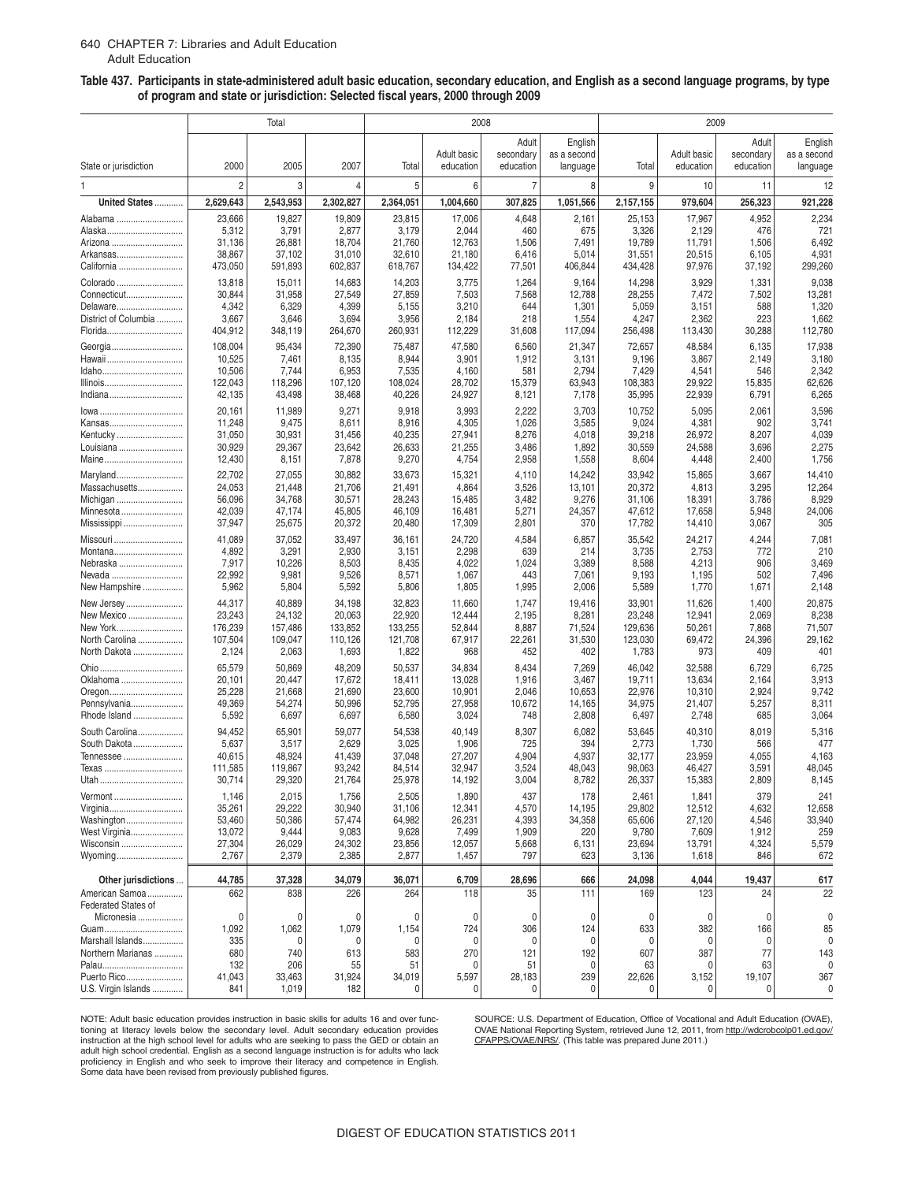# Table 437. Participants in state-administered adult basic education, secondary education, and English as a second language programs, by type of program and state or jurisdiction: Selected fiscal years, 2000 through 2009

| State or jurisdiction | Total | | | 2008 | | | | 2009 | | | |
|---|---|---|---|---|---|---|---|---|---|---|---|
| | 2000 | 2005 | 2007 | Total | Adult basic education | Adult secondary education | English as a second language | Total | Adult basic education | Adult secondary education | English as a second language |
| 1 | 2 | 3 | 4 | 5 | 6 | 7 | 8 | 9 | 10 | 11 | 12 |
| **United States** | **2,629,643** | **2,543,953** | **2,302,827** | **2,364,051** | **1,004,660** | **307,825** | **1,051,566** | **2,157,155** | **979,604** | **256,323** | **921,228** |
| Alabama | 23,666 | 19,827 | 19,809 | 23,815 | 17,006 | 4,648 | 2,161 | 25,153 | 17,967 | 4,952 | 2,234 |
| Alaska | 5,312 | 3,791 | 2,877 | 3,179 | 2,044 | 460 | 675 | 3,326 | 2,129 | 476 | 721 |
| Arizona | 31,136 | 26,881 | 18,704 | 21,760 | 12,763 | 1,506 | 7,491 | 19,789 | 11,791 | 1,506 | 6,492 |
| Arkansas | 38,867 | 37,102 | 31,010 | 32,610 | 21,180 | 6,416 | 5,014 | 31,551 | 20,515 | 6,105 | 4,931 |
| California | 473,050 | 591,893 | 602,837 | 618,767 | 134,422 | 77,501 | 406,844 | 434,428 | 97,976 | 37,192 | 299,260 |
| Colorado | 13,818 | 15,011 | 14,683 | 14,203 | 3,775 | 1,264 | 9,164 | 14,298 | 3,929 | 1,331 | 9,038 |
| Connecticut | 30,844 | 31,958 | 27,549 | 27,859 | 7,503 | 7,568 | 12,788 | 28,255 | 7,472 | 7,502 | 13,281 |
| Delaware | 4,342 | 6,329 | 4,399 | 5,155 | 3,210 | 644 | 1,301 | 5,059 | 3,151 | 588 | 1,320 |
| District of Columbia | 3,667 | 3,646 | 3,694 | 3,956 | 2,184 | 218 | 1,554 | 4,247 | 2,362 | 223 | 1,662 |
| Florida | 404,912 | 348,119 | 264,670 | 260,931 | 112,229 | 31,608 | 117,094 | 256,498 | 113,430 | 30,288 | 112,780 |
| Georgia | 108,004 | 95,434 | 72,390 | 75,487 | 47,580 | 6,560 | 21,347 | 72,657 | 48,584 | 6,135 | 17,938 |
| Hawaii | 10,525 | 7,461 | 8,135 | 8,944 | 3,901 | 1,912 | 3,131 | 9,196 | 3,867 | 2,149 | 3,180 |
| Idaho | 10,506 | 7,744 | 6,953 | 7,535 | 4,160 | 581 | 2,794 | 7,429 | 4,541 | 546 | 2,342 |
| Illinois | 122,043 | 118,296 | 107,120 | 108,024 | 28,702 | 15,379 | 63,943 | 108,383 | 29,922 | 15,835 | 62,626 |
| Indiana | 42,135 | 43,498 | 38,468 | 40,226 | 24,927 | 8,121 | 7,178 | 35,995 | 22,939 | 6,791 | 6,265 |
| Iowa | 20,161 | 11,989 | 9,271 | 9,918 | 3,993 | 2,222 | 3,703 | 10,752 | 5,095 | 2,061 | 3,596 |
| Kansas | 11,248 | 9,475 | 8,611 | 8,916 | 4,305 | 1,026 | 3,585 | 9,024 | 4,381 | 902 | 3,741 |
| Kentucky | 31,050 | 30,931 | 31,456 | 40,235 | 27,941 | 8,276 | 4,018 | 39,218 | 26,972 | 8,207 | 4,039 |
| Louisiana | 30,929 | 29,367 | 23,642 | 26,633 | 21,255 | 3,486 | 1,892 | 30,559 | 24,588 | 3,696 | 2,275 |
| Maine | 12,430 | 8,151 | 7,878 | 9,270 | 4,754 | 2,958 | 1,558 | 8,604 | 4,448 | 2,400 | 1,756 |
| Maryland | 22,702 | 27,055 | 30,882 | 33,673 | 15,321 | 4,110 | 14,242 | 33,942 | 15,865 | 3,667 | 14,410 |
| Massachusetts | 24,053 | 21,448 | 21,706 | 21,491 | 4,864 | 3,526 | 13,101 | 20,372 | 4,813 | 3,295 | 12,264 |
| Michigan | 56,096 | 34,768 | 30,571 | 28,243 | 15,485 | 3,482 | 9,276 | 31,106 | 18,391 | 3,786 | 8,929 |
| Minnesota | 42,039 | 47,174 | 45,805 | 46,109 | 16,481 | 5,271 | 24,357 | 47,612 | 17,658 | 5,948 | 24,006 |
| Mississippi | 37,947 | 25,675 | 20,372 | 20,480 | 17,309 | 2,801 | 370 | 17,782 | 14,410 | 3,067 | 305 |
| Missouri | 41,089 | 37,052 | 33,497 | 36,161 | 24,720 | 4,584 | 6,857 | 35,542 | 24,217 | 4,244 | 7,081 |
| Montana | 4,892 | 3,291 | 2,930 | 3,151 | 2,298 | 639 | 214 | 3,735 | 2,753 | 772 | 210 |
| Nebraska | 7,917 | 10,226 | 8,503 | 8,435 | 4,022 | 1,024 | 3,389 | 8,588 | 4,213 | 906 | 3,469 |
| Nevada | 22,992 | 9,981 | 9,526 | 8,571 | 1,067 | 443 | 7,061 | 9,193 | 1,195 | 502 | 7,496 |
| New Hampshire | 5,962 | 5,804 | 5,592 | 5,806 | 1,805 | 1,995 | 2,006 | 5,589 | 1,770 | 1,671 | 2,148 |
| New Jersey | 44,317 | 40,889 | 34,198 | 32,823 | 11,660 | 1,747 | 19,416 | 33,901 | 11,626 | 1,400 | 20,875 |
| New Mexico | 23,243 | 24,132 | 20,063 | 22,920 | 12,444 | 2,195 | 8,281 | 23,248 | 12,941 | 2,069 | 8,238 |
| New York | 176,239 | 157,486 | 133,852 | 133,255 | 52,844 | 8,887 | 71,524 | 129,636 | 50,261 | 7,868 | 71,507 |
| North Carolina | 107,504 | 109,047 | 110,126 | 121,708 | 67,917 | 22,261 | 31,530 | 123,030 | 69,472 | 24,396 | 29,162 |
| North Dakota | 2,124 | 2,063 | 1,693 | 1,822 | 968 | 452 | 402 | 1,783 | 973 | 409 | 401 |
| Ohio | 65,579 | 50,869 | 48,209 | 50,537 | 34,834 | 8,434 | 7,269 | 46,042 | 32,588 | 6,729 | 6,725 |
| Oklahoma | 20,101 | 20,447 | 17,672 | 18,411 | 13,028 | 1,916 | 3,467 | 19,711 | 13,634 | 2,164 | 3,913 |
| Oregon | 25,228 | 21,668 | 21,690 | 23,600 | 10,901 | 2,046 | 10,653 | 22,976 | 10,310 | 2,924 | 9,742 |
| Pennsylvania | 49,369 | 54,274 | 50,996 | 52,795 | 27,958 | 10,672 | 14,165 | 34,975 | 21,407 | 5,257 | 8,311 |
| Rhode Island | 5,592 | 6,697 | 6,697 | 6,580 | 3,024 | 748 | 2,808 | 6,497 | 2,748 | 685 | 3,064 |
| South Carolina | 94,452 | 65,901 | 59,077 | 54,538 | 40,149 | 8,307 | 6,082 | 53,645 | 40,310 | 8,019 | 5,316 |
| South Dakota | 5,637 | 3,517 | 2,629 | 3,025 | 1,906 | 725 | 394 | 2,773 | 1,730 | 566 | 477 |
| Tennessee | 40,615 | 48,924 | 41,439 | 37,048 | 27,207 | 4,904 | 4,937 | 32,177 | 23,959 | 4,055 | 4,163 |
| Texas | 111,585 | 119,867 | 93,242 | 84,514 | 32,947 | 3,524 | 48,043 | 98,063 | 46,427 | 3,591 | 48,045 |
| Utah | 30,714 | 29,320 | 21,764 | 25,978 | 14,192 | 3,004 | 8,782 | 26,337 | 15,383 | 2,809 | 8,145 |
| Vermont | 1,146 | 2,015 | 1,756 | 2,505 | 1,890 | 437 | 178 | 2,461 | 1,841 | 379 | 241 |
| Virginia | 35,261 | 29,222 | 30,940 | 31,106 | 12,341 | 4,570 | 14,195 | 29,802 | 12,512 | 4,632 | 12,658 |
| Washington | 53,460 | 50,386 | 57,474 | 64,982 | 26,231 | 4,393 | 34,358 | 65,606 | 27,120 | 4,546 | 33,940 |
| West Virginia | 13,072 | 9,444 | 9,083 | 9,628 | 7,499 | 1,909 | 220 | 9,780 | 7,609 | 1,912 | 259 |
| Wisconsin | 27,304 | 26,029 | 24,302 | 23,856 | 12,057 | 5,668 | 6,131 | 23,694 | 13,791 | 4,324 | 5,579 |
| Wyoming | 2,767 | 2,379 | 2,385 | 2,877 | 1,457 | 797 | 623 | 3,136 | 1,618 | 846 | 672 |
| **Other jurisdictions** | **44,785** | **37,328** | **34,079** | **36,071** | **6,709** | **28,696** | **666** | **24,098** | **4,044** | **19,437** | **617** |
| American Samoa | 662 | 838 | 226 | 264 | 118 | 35 | 111 | 169 | 123 | 24 | 22 |
| Federated States of Micronesia | 0 | 0 | 0 | 0 | 0 | 0 | 0 | 0 | 0 | 0 | 0 |
| Guam | 1,092 | 1,062 | 1,079 | 1,154 | 724 | 306 | 124 | 633 | 382 | 166 | 85 |
| Marshall Islands | 335 | 0 | 0 | 0 | 0 | 0 | 0 | 0 | 0 | 0 | 0 |
| Northern Marianas | 680 | 740 | 613 | 583 | 270 | 121 | 192 | 607 | 387 | 77 | 143 |
| Palau | 132 | 206 | 55 | 51 | 0 | 51 | 0 | 63 | 0 | 63 | 0 |
| Puerto Rico | 41,043 | 33,463 | 31,924 | 34,019 | 5,597 | 28,183 | 239 | 22,626 | 3,152 | 19,107 | 367 |
| U.S. Virgin Islands | 841 | 1,019 | 182 | 0 | 0 | 0 | 0 | 0 | 0 | 0 | 0 |

NOTE: Adult basic education provides instruction in basic skills for adults 16 and over functioning at literacy levels below the secondary level. Adult secondary education provides instruction at the high school level for adults who are seeking to pass the GED or obtain an adult high school credential. English as a second language instruction is for adults who lack proficiency in English and who seek to improve their literacy and competence in English. Some data have been revised from previously published figures.

SOURCE: U.S. Department of Education, Office of Vocational and Adult Education (OVAE), OVAE National Reporting System, retrieved June 12, 2011, from http://wdcrobcolp01.ed.gov/CFAPPS/OVAE/NRS/. (This table was prepared June 2011.)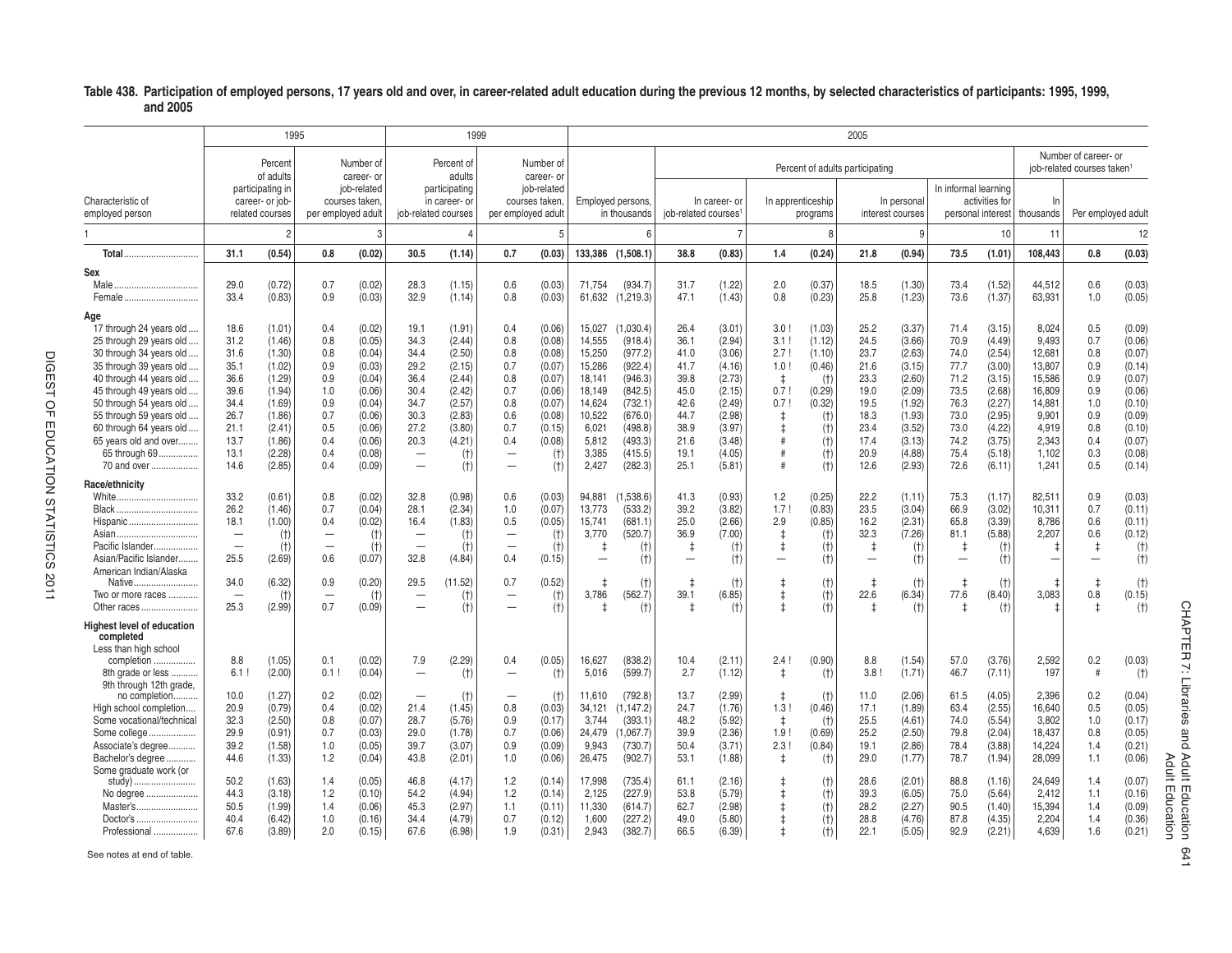**Table 438. Participation of employed persons, 17 years old and over, in career-related adult education during the previous 12 months, by selected characteristics of participants: 1995, 1999, and 2005**

| Characteristic of employed person | 1995 | | | | 1999 | | | | 2005 | | | | | | | | | | | | | |
|---|---|---|---|---|---|---|---|---|---|---|---|---|---|---|---|---|---|---|---|---|---|---|
| | Percent of adults participating in career- or job-related courses | | Number of career- or job-related courses taken, per employed adult | | Percent of adults participating in career- or job-related courses | | Number of career- or job-related courses taken, per employed adult | | Employed persons, in thousands | | Percent of adults participating | | | | | | | | Number of career- or job-related courses taken[1] | | | |
| | | | | | | | | | | | In career- or job-related courses[1] | | In apprenticeship programs | | In personal interest courses | | In informal learning activities for personal interest | | In thousands | Per employed adult | | |
| 1 | 2 | | 3 | | 4 | | 5 | | 6 | | 7 | | 8 | | 9 | | 10 | | 11 | 12 | | |
| **Total** | **31.1** | **(0.54)** | **0.8** | **(0.02)** | **30.5** | **(1.14)** | **0.7** | **(0.03)** | **133,386** | **(1,508.1)** | **38.8** | **(0.83)** | **1.4** | **(0.24)** | **21.8** | **(0.94)** | **73.5** | **(1.01)** | **108,443** | **0.8** | **(0.03)** | |
| **Sex** | | | | | | | | | | | | | | | | | | | | | | |
| Male | 29.0 | (0.72) | 0.7 | (0.02) | 28.3 | (1.15) | 0.6 | (0.03) | 71,754 | (934.7) | 31.7 | (1.22) | 2.0 | (0.37) | 18.5 | (1.30) | 73.4 | (1.52) | 44,512 | 0.6 | (0.03) | |
| Female | 33.4 | (0.83) | 0.9 | (0.03) | 32.9 | (1.14) | 0.8 | (0.03) | 61,632 | (1,219.3) | 47.1 | (1.43) | 0.8 | (0.23) | 25.8 | (1.23) | 73.6 | (1.37) | 63,931 | 1.0 | (0.05) | |
| **Age** | | | | | | | | | | | | | | | | | | | | | | |
| 17 through 24 years old | 18.6 | (1.01) | 0.4 | (0.02) | 19.1 | (1.91) | 0.4 | (0.06) | 15,027 | (1,030.4) | 26.4 | (3.01) | 3.0 ! | (1.03) | 25.2 | (3.37) | 71.4 | (3.15) | 8,024 | 0.5 | (0.09) | |
| 25 through 29 years old | 31.2 | (1.46) | 0.8 | (0.05) | 34.3 | (2.44) | 0.8 | (0.08) | 14,555 | (918.4) | 36.1 | (2.94) | 3.1 ! | (1.12) | 24.5 | (3.66) | 70.9 | (4.49) | 9,493 | 0.7 | (0.06) | |
| 30 through 34 years old | 31.6 | (1.30) | 0.8 | (0.04) | 34.4 | (2.50) | 0.8 | (0.08) | 15,250 | (977.2) | 41.0 | (3.06) | 2.7 ! | (1.10) | 23.7 | (2.63) | 74.0 | (2.54) | 12,681 | 0.8 | (0.07) | |
| 35 through 39 years old | 35.1 | (1.02) | 0.9 | (0.03) | 29.2 | (2.15) | 0.7 | (0.07) | 15,286 | (922.4) | 41.7 | (4.16) | 1.0 ! | (0.46) | 21.6 | (3.15) | 77.7 | (3.00) | 13,807 | 0.9 | (0.14) | |
| 40 through 44 years old | 36.6 | (1.29) | 0.9 | (0.04) | 36.4 | (2.44) | 0.8 | (0.07) | 18,141 | (946.3) | 39.8 | (2.73) | ‡ | (†) | 23.3 | (2.60) | 71.2 | (3.15) | 15,586 | 0.9 | (0.07) | |
| 45 through 49 years old | 39.6 | (1.94) | 1.0 | (0.06) | 30.4 | (2.42) | 0.7 | (0.07) | 18,149 | (842.5) | 45.0 | (2.15) | 0.7 ! | (0.29) | 19.0 | (2.09) | 73.5 | (2.68) | 16,809 | 0.9 | (0.06) | |
| 50 through 54 years old | 34.4 | (1.69) | 0.9 | (0.04) | 34.7 | (2.57) | 0.8 | (0.07) | 14,624 | (732.1) | 42.6 | (2.49) | 0.7 ! | (0.32) | 19.5 | (1.92) | 76.3 | (2.27) | 14,881 | 1.0 | (0.10) | |
| 55 through 59 years old | 26.7 | (1.86) | 0.7 | (0.06) | 30.3 | (2.83) | 0.6 | (0.08) | 10,522 | (676.0) | 44.7 | (2.98) | ‡ | (†) | 18.3 | (1.93) | 73.0 | (2.95) | 9,901 | 0.9 | (0.09) | |
| 60 through 64 years old | 21.1 | (2.41) | 0.5 | (0.06) | 27.2 | (3.80) | 0.7 | (0.15) | 6,021 | (498.8) | 38.9 | (3.97) | ‡ | (†) | 23.4 | (3.52) | 73.0 | (4.22) | 4,919 | 0.8 | (0.10) | |
| 65 years old and over | 13.7 | (1.86) | 0.4 | (0.06) | 20.3 | (4.21) | 0.4 | (0.08) | 5,812 | (493.3) | 21.6 | (3.48) | # | (†) | 17.4 | (3.13) | 74.2 | (3.75) | 2,343 | 0.4 | (0.07) | |
| 65 through 69 | 13.1 | (2.28) | 0.4 | (0.08) | — | (†) | — | (†) | 3,385 | (415.5) | 19.1 | (4.05) | # | (†) | 20.9 | (4.88) | 75.4 | (5.18) | 1,102 | 0.3 | (0.08) | |
| 70 and over | 14.6 | (2.85) | 0.4 | (0.09) | — | (†) | — | (†) | 2,427 | (282.3) | 25.1 | (5.81) | # | (†) | 12.6 | (2.93) | 72.6 | (6.11) | 1,241 | 0.5 | (0.14) | |
| **Race/ethnicity** | | | | | | | | | | | | | | | | | | | | | | |
| White | 33.2 | (0.61) | 0.8 | (0.02) | 32.8 | (0.98) | 0.6 | (0.03) | 94,881 | (1,538.6) | 41.3 | (0.93) | 1.2 | (0.25) | 22.2 | (1.11) | 75.3 | (1.17) | 82,511 | 0.9 | (0.03) | |
| Black | 26.2 | (1.46) | 0.7 | (0.04) | 28.1 | (2.34) | 1.0 | (0.07) | 13,773 | (533.2) | 39.2 | (3.82) | 1.7 ! | (0.83) | 23.5 | (3.04) | 66.9 | (3.02) | 10,311 | 0.7 | (0.11) | |
| Hispanic | 18.1 | (1.00) | 0.4 | (0.02) | 16.4 | (1.83) | 0.5 | (0.05) | 15,741 | (681.1) | 25.0 | (2.66) | 2.9 | (0.85) | 16.2 | (2.31) | 65.8 | (3.39) | 8,786 | 0.6 | (0.11) | |
| Asian | — | (†) | — | (†) | — | (†) | — | (†) | 3,770 | (520.7) | 36.9 | (7.00) | ‡ | (†) | 32.3 | (7.26) | 81.1 | (5.88) | 2,207 | 0.6 | (0.12) | |
| Pacific Islander | — | (†) | — | (†) | — | (†) | — | (†) | ‡ | (†) | ‡ | (†) | ‡ | (†) | ‡ | (†) | ‡ | (†) | ‡ | ‡ | (†) | |
| Asian/Pacific Islander | 25.5 | (2.69) | 0.6 | (0.07) | 32.8 | (4.84) | 0.4 | (0.15) | — | (†) | — | (†) | — | (†) | — | (†) | — | (†) | — | — | (†) | |
| American Indian/Alaska Native | 34.0 | (6.32) | 0.9 | (0.20) | 29.5 | (11.52) | 0.7 | (0.52) | ‡ | (†) | ‡ | (†) | ‡ | (†) | ‡ | (†) | ‡ | (†) | ‡ | ‡ | (†) | |
| Two or more races | — | (†) | — | (†) | — | (†) | — | (†) | 3,786 | (562.7) | 39.1 | (6.85) | ‡ | (†) | 22.6 | (6.34) | 77.6 | (8.40) | 3,083 | 0.8 | (0.15) | |
| Other races | 25.3 | (2.99) | 0.7 | (0.09) | — | (†) | — | (†) | ‡ | (†) | ‡ | (†) | ‡ | (†) | ‡ | (†) | ‡ | (†) | ‡ | ‡ | (†) | |
| **Highest level of education completed** | | | | | | | | | | | | | | | | | | | | | | |
| Less than high school completion | 8.8 | (1.05) | 0.1 | (0.02) | 7.9 | (2.29) | 0.4 | (0.05) | 16,627 | (838.2) | 10.4 | (2.11) | 2.4 ! | (0.90) | 8.8 | (1.54) | 57.0 | (3.76) | 2,592 | 0.2 | (0.03) | |
| 8th grade or less | 6.1 ! | (2.00) | 0.1 ! | (0.04) | — | (†) | — | (†) | 5,016 | (599.7) | 2.7 | (1.12) | ‡ | (†) | 3.8 ! | (1.71) | 46.7 | (7.11) | 197 | # | (†) | |
| 9th through 12th grade, no completion | 10.0 | (1.27) | 0.2 | (0.02) | — | (†) | — | (†) | 11,610 | (792.8) | 13.7 | (2.99) | ‡ | (†) | 11.0 | (2.06) | 61.5 | (4.05) | 2,396 | 0.2 | (0.04) | |
| High school completion | 20.9 | (0.79) | 0.4 | (0.02) | 21.4 | (1.45) | 0.8 | (0.03) | 34,121 | (1,147.2) | 24.7 | (1.76) | 1.3 ! | (0.46) | 17.1 | (1.89) | 63.4 | (2.55) | 16,640 | 0.5 | (0.05) | |
| Some vocational/technical | 32.3 | (2.50) | 0.8 | (0.07) | 28.7 | (5.76) | 0.9 | (0.17) | 3,744 | (393.1) | 48.2 | (5.92) | ‡ | (†) | 25.5 | (4.61) | 74.0 | (5.54) | 3,802 | 1.0 | (0.17) | |
| Some college | 29.9 | (0.91) | 0.7 | (0.03) | 29.0 | (1.78) | 0.7 | (0.06) | 24,479 | (1,067.7) | 39.9 | (2.36) | 1.9 ! | (0.69) | 25.2 | (2.50) | 79.8 | (2.04) | 18,437 | 0.8 | (0.05) | |
| Associate's degree | 39.2 | (1.58) | 1.0 | (0.05) | 39.7 | (3.07) | 0.9 | (0.09) | 9,943 | (730.7) | 50.4 | (3.71) | 2.3 ! | (0.84) | 19.1 | (2.86) | 78.4 | (3.88) | 14,224 | 1.4 | (0.21) | |
| Bachelor's degree | 44.6 | (1.33) | 1.2 | (0.04) | 43.8 | (2.01) | 1.0 | (0.06) | 26,475 | (902.7) | 53.1 | (1.88) | ‡ | (†) | 29.0 | (1.77) | 78.7 | (1.94) | 28,099 | 1.1 | (0.06) | |
| Some graduate work (or study) | 50.2 | (1.63) | 1.4 | (0.05) | 46.8 | (4.17) | 1.2 | (0.14) | 17,998 | (735.4) | 61.1 | (2.16) | ‡ | (†) | 28.6 | (2.01) | 88.8 | (1.16) | 24,649 | 1.4 | (0.07) | |
| No degree | 44.3 | (3.18) | 1.2 | (0.10) | 54.2 | (4.94) | 1.2 | (0.14) | 2,125 | (227.9) | 53.8 | (5.79) | ‡ | (†) | 39.3 | (6.05) | 75.0 | (5.64) | 2,412 | 1.1 | (0.16) | |
| Master's | 50.5 | (1.99) | 1.4 | (0.06) | 45.3 | (2.97) | 1.1 | (0.11) | 11,330 | (614.7) | 62.7 | (2.98) | ‡ | (†) | 28.2 | (2.27) | 90.5 | (1.40) | 15,394 | 1.4 | (0.09) | |
| Doctor's | 40.4 | (6.42) | 1.0 | (0.16) | 34.4 | (4.79) | 0.7 | (0.12) | 1,600 | (227.2) | 49.0 | (5.80) | ‡ | (†) | 28.8 | (4.76) | 87.8 | (4.35) | 2,204 | 1.4 | (0.36) | |
| Professional | 67.6 | (3.89) | 2.0 | (0.15) | 67.6 | (6.98) | 1.9 | (0.31) | 2,943 | (382.7) | 66.5 | (6.39) | ‡ | (†) | 22.1 | (5.05) | 92.9 | (2.21) | 4,639 | 1.6 | (0.21) | |

See notes at end of table.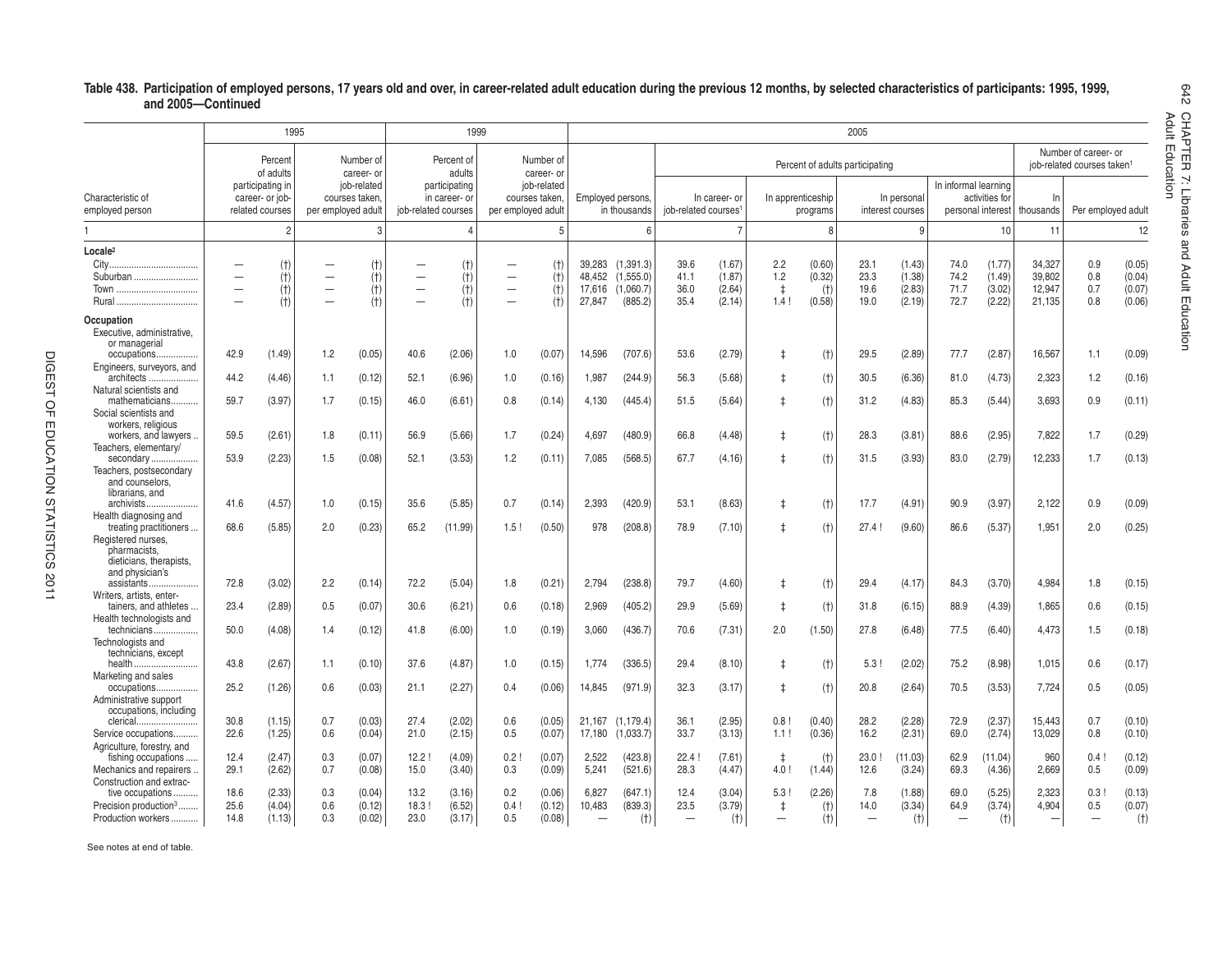## Table 438. Participation of employed persons, 17 years old and over, in career-related adult education during the previous 12 months, by selected characteristics of participants: 1995, 1999, and 2005—Continued

| Characteristic of employed person | 1995: Percent of adults participating in career- or job-related courses | | 1995: Number of career- or job-related courses taken, per employed adult | | 1999: Percent of adults participating in career- or job-related courses | | 1999: Number of career- or job-related courses taken, per employed adult | | 2005: Employed persons, in thousands | | 2005: Percent of adults participating: In career- or job-related courses[1] | | In apprenticeship programs | | In personal interest courses | | In informal learning activities for personal interest | | 2005: Number of career- or job-related courses taken[1]: In thousands | Per employed adult | |
|---|---|---|---|---|---|---|---|---|---|---|---|---|---|---|---|---|---|---|---|---|---|
| 1 | | 2 | | 3 | | 4 | | 5 | | 6 | | 7 | | 8 | | 9 | | 10 | 11 | | 12 |
| **Locale[2]** | | | | | | | | | | | | | | | | | | | | | |
| City | — | (†) | — | (†) | — | (†) | — | (†) | 39,283 | (1,391.3) | 39.6 | (1.67) | 2.2 | (0.60) | 23.1 | (1.43) | 74.0 | (1.77) | 34,327 | 0.9 | (0.05) |
| Suburban | — | (†) | — | (†) | — | (†) | — | (†) | 48,452 | (1,555.0) | 41.1 | (1.87) | 1.2 | (0.32) | 23.3 | (1.38) | 74.2 | (1.49) | 39,802 | 0.8 | (0.04) |
| Town | — | (†) | — | (†) | — | (†) | — | (†) | 17,616 | (1,060.7) | 36.0 | (2.64) | ‡ | (†) | 19.6 | (2.83) | 71.7 | (3.02) | 12,947 | 0.7 | (0.07) |
| Rural | — | (†) | — | (†) | — | (†) | — | (†) | 27,847 | (885.2) | 35.4 | (2.14) | 1.4 ! | (0.58) | 19.0 | (2.19) | 72.7 | (2.22) | 21,135 | 0.8 | (0.06) |
| **Occupation** | | | | | | | | | | | | | | | | | | | | | |
| Executive, administrative, or managerial occupations | 42.9 | (1.49) | 1.2 | (0.05) | 40.6 | (2.06) | 1.0 | (0.07) | 14,596 | (707.6) | 53.6 | (2.79) | ‡ | (†) | 29.5 | (2.89) | 77.7 | (2.87) | 16,567 | 1.1 | (0.09) |
| Engineers, surveyors, and architects | 44.2 | (4.46) | 1.1 | (0.12) | 52.1 | (6.96) | 1.0 | (0.16) | 1,987 | (244.9) | 56.3 | (5.68) | ‡ | (†) | 30.5 | (6.36) | 81.0 | (4.73) | 2,323 | 1.2 | (0.16) |
| Natural scientists and mathematicians | 59.7 | (3.97) | 1.7 | (0.15) | 46.0 | (6.61) | 0.8 | (0.14) | 4,130 | (445.4) | 51.5 | (5.64) | ‡ | (†) | 31.2 | (4.83) | 85.3 | (5.44) | 3,693 | 0.9 | (0.11) |
| Social scientists and workers, religious workers, and lawyers | 59.5 | (2.61) | 1.8 | (0.11) | 56.9 | (5.66) | 1.7 | (0.24) | 4,697 | (480.9) | 66.8 | (4.48) | ‡ | (†) | 28.3 | (3.81) | 88.6 | (2.95) | 7,822 | 1.7 | (0.29) |
| Teachers, elementary/secondary | 53.9 | (2.23) | 1.5 | (0.08) | 52.1 | (3.53) | 1.2 | (0.11) | 7,085 | (568.5) | 67.7 | (4.16) | ‡ | (†) | 31.5 | (3.93) | 83.0 | (2.79) | 12,233 | 1.7 | (0.13) |
| Teachers, postsecondary and counselors, librarians, and archivists | 41.6 | (4.57) | 1.0 | (0.15) | 35.6 | (5.85) | 0.7 | (0.14) | 2,393 | (420.9) | 53.1 | (8.63) | ‡ | (†) | 17.7 | (4.91) | 90.9 | (3.97) | 2,122 | 0.9 | (0.09) |
| Health diagnosing and treating practitioners | 68.6 | (5.85) | 2.0 | (0.23) | 65.2 | (11.99) | 1.5 ! | (0.50) | 978 | (208.8) | 78.9 | (7.10) | ‡ | (†) | 27.4 ! | (9.60) | 86.6 | (5.37) | 1,951 | 2.0 | (0.25) |
| Registered nurses, pharmacists, dieticians, therapists, and physician's assistants | 72.8 | (3.02) | 2.2 | (0.14) | 72.2 | (5.04) | 1.8 | (0.21) | 2,794 | (238.8) | 79.7 | (4.60) | ‡ | (†) | 29.4 | (4.17) | 84.3 | (3.70) | 4,984 | 1.8 | (0.15) |
| Writers, artists, entertainers, and athletes | 23.4 | (2.89) | 0.5 | (0.07) | 30.6 | (6.21) | 0.6 | (0.18) | 2,969 | (405.2) | 29.9 | (5.69) | ‡ | (†) | 31.8 | (6.15) | 88.9 | (4.39) | 1,865 | 0.6 | (0.15) |
| Health technologists and technicians | 50.0 | (4.08) | 1.4 | (0.12) | 41.8 | (6.00) | 1.0 | (0.19) | 3,060 | (436.7) | 70.6 | (7.31) | 2.0 | (1.50) | 27.8 | (6.48) | 77.5 | (6.40) | 4,473 | 1.5 | (0.18) |
| Technologists and technicians, except health | 43.8 | (2.67) | 1.1 | (0.10) | 37.6 | (4.87) | 1.0 | (0.15) | 1,774 | (336.5) | 29.4 | (8.10) | ‡ | (†) | 5.3 ! | (2.02) | 75.2 | (8.98) | 1,015 | 0.6 | (0.17) |
| Marketing and sales occupations | 25.2 | (1.26) | 0.6 | (0.03) | 21.1 | (2.27) | 0.4 | (0.06) | 14,845 | (971.9) | 32.3 | (3.17) | ‡ | (†) | 20.8 | (2.64) | 70.5 | (3.53) | 7,724 | 0.5 | (0.05) |
| Administrative support occupations, including clerical | 30.8 | (1.15) | 0.7 | (0.03) | 27.4 | (2.02) | 0.6 | (0.05) | 21,167 | (1,179.4) | 36.1 | (2.95) | 0.8 ! | (0.40) | 28.2 | (2.28) | 72.9 | (2.37) | 15,443 | 0.7 | (0.10) |
| Service occupations | 22.6 | (1.25) | 0.6 | (0.04) | 21.0 | (2.15) | 0.5 | (0.07) | 17,180 | (1,033.7) | 33.7 | (3.13) | 1.1 ! | (0.36) | 16.2 | (2.31) | 69.0 | (2.74) | 13,029 | 0.8 | (0.10) |
| Agriculture, forestry, and fishing occupations | 12.4 | (2.47) | 0.3 | (0.07) | 12.2 ! | (4.09) | 0.2 ! | (0.07) | 2,522 | (423.8) | 22.4 ! | (7.61) | ‡ | (†) | 23.0 ! | (11.03) | 62.9 | (11.04) | 960 | 0.4 ! | (0.12) |
| Mechanics and repairers | 29.1 | (2.62) | 0.7 | (0.08) | 15.0 | (3.40) | 0.3 | (0.09) | 5,241 | (521.6) | 28.3 | (4.47) | 4.0 ! | (1.44) | 12.6 | (3.24) | 69.3 | (4.36) | 2,669 | 0.5 | (0.09) |
| Construction and extractive occupations | 18.6 | (2.33) | 0.3 | (0.04) | 13.2 | (3.16) | 0.2 | (0.06) | 6,827 | (647.1) | 12.4 | (3.04) | 5.3 ! | (2.26) | 7.8 | (1.88) | 69.0 | (5.25) | 2,323 | 0.3 ! | (0.13) |
| Precision production[3] | 25.6 | (4.04) | 0.6 | (0.12) | 18.3 ! | (6.52) | 0.4 ! | (0.12) | 10,483 | (839.3) | 23.5 | (3.79) | ‡ | (†) | 14.0 | (3.34) | 64.9 | (3.74) | 4,904 | 0.5 | (0.07) |
| Production workers | 14.8 | (1.13) | 0.3 | (0.02) | 23.0 | (3.17) | 0.5 | (0.08) | — | (†) | — | (†) | — | (†) | — | (†) | — | (†) | — | — | (†) |

See notes at end of table.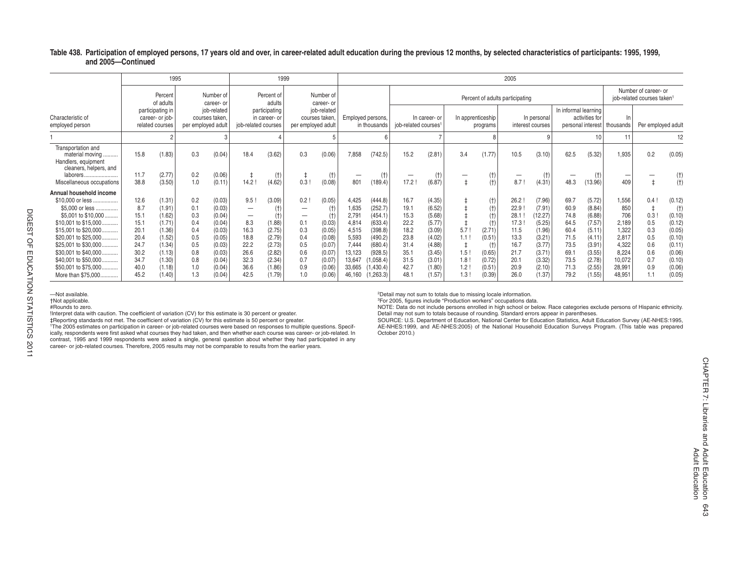**Table 438. Participation of employed persons, 17 years old and over, in career-related adult education during the previous 12 months, by selected characteristics of participants: 1995, 1999, and 2005—Continued**

| Characteristic of employed person | 1995 | | | | 1999 | | | | 2005 | | | | | | | | | | | | | |
|---|---|---|---|---|---|---|---|---|---|---|---|---|---|---|---|---|---|---|---|---|---|---|
| | Percent of adults participating in career- or job-related courses | | Number of career- or job-related courses taken, per employed adult | | Percent of adults participating in career- or job-related courses | | Number of career- or job-related courses taken, per employed adult | | Employed persons, in thousands | | Percent of adults participating | | | | | | | | Number of career- or job-related courses taken[1] | | | |
| | | | | | | | | | | | In career- or job-related courses[1] | | In apprenticeship programs | | In personal interest courses | | In informal learning activities for personal interest | | In thousands | Per employed adult | | |
| 1 | 2 | | 3 | | 4 | | 5 | | 6 | | 7 | | 8 | | 9 | | 10 | | 11 | 12 | | |
| Transportation and material moving | 15.8 | (1.83) | 0.3 | (0.04) | 18.4 | (3.62) | 0.3 | (0.06) | 7,858 | (742.5) | 15.2 | (2.81) | 3.4 | (1.77) | 10.5 | (3.10) | 62.5 | (5.32) | 1,935 | 0.2 | (0.05) | |
| Handlers, equipment cleaners, helpers, and laborers | 11.7 | (2.77) | 0.2 | (0.06) | ‡ | (†) | ‡ | (†) | — | (†) | — | (†) | — | (†) | — | (†) | — | (†) | — | — | (†) | |
| Miscellaneous occupations | 38.8 | (3.50) | 1.0 | (0.11) | 14.2 ! | (4.62) | 0.3 ! | (0.08) | 801 | (189.4) | 17.2 ! | (6.87) | ‡ | (†) | 8.7 ! | (4.31) | 48.3 | (13.96) | 409 | ‡ | (†) | |
| **Annual household income** | | | | | | | | | | | | | | | | | | | | | | |
| $10,000 or less | 12.6 | (1.31) | 0.2 | (0.03) | 9.5 ! | (3.09) | 0.2 ! | (0.05) | 4,425 | (444.8) | 16.7 | (4.35) | ‡ | (†) | 26.2 ! | (7.96) | 69.7 | (5.72) | 1,556 | 0.4 ! | (0.12) | |
| $5,000 or less | 8.7 | (1.91) | 0.1 | (0.03) | — | (†) | — | (†) | 1,635 | (252.7) | 19.1 | (6.52) | ‡ | (†) | 22.9 ! | (7.91) | 60.9 | (8.84) | 850 | ‡ | (†) | |
| $5,001 to $10,000 | 15.1 | (1.62) | 0.3 | (0.04) | — | (†) | — | (†) | 2,791 | (454.1) | 15.3 | (5.68) | ‡ | (†) | 28.1 ! | (12.27) | 74.8 | (6.88) | 706 | 0.3 ! | (0.10) | |
| $10,001 to $15,000 | 15.1 | (1.71) | 0.4 | (0.04) | 8.3 | (1.88) | 0.1 | (0.03) | 4,814 | (633.4) | 22.2 | (5.77) | ‡ | (†) | 17.3 ! | (5.25) | 64.5 | (7.57) | 2,189 | 0.5 | (0.12) | |
| $15,001 to $20,000 | 20.1 | (1.36) | 0.4 | (0.03) | 16.3 | (2.75) | 0.3 | (0.05) | 4,515 | (398.8) | 18.2 | (3.09) | 5.7 ! | (2.71) | 11.5 | (1.96) | 60.4 | (5.11) | 1,322 | 0.3 | (0.05) | |
| $20,001 to $25,000 | 20.4 | (1.52) | 0.5 | (0.05) | 18.8 | (2.79) | 0.4 | (0.08) | 5,593 | (490.2) | 23.8 | (4.02) | 1.1 ! | (0.51) | 13.3 | (3.21) | 71.5 | (4.11) | 2,817 | 0.5 | (0.10) | |
| $25,001 to $30,000 | 24.7 | (1.34) | 0.5 | (0.03) | 22.2 | (2.73) | 0.5 | (0.07) | 7,444 | (680.4) | 31.4 | (4.88) | ‡ | (†) | 16.7 | (3.77) | 73.5 | (3.91) | 4,322 | 0.6 | (0.11) | |
| $30,001 to $40,000 | 30.2 | (1.13) | 0.8 | (0.03) | 26.6 | (2.82) | 0.6 | (0.07) | 13,123 | (928.5) | 35.1 | (3.45) | 1.5 ! | (0.65) | 21.7 | (3.71) | 69.1 | (3.55) | 8,224 | 0.6 | (0.06) | |
| $40,001 to $50,000 | 34.7 | (1.30) | 0.8 | (0.04) | 32.3 | (2.34) | 0.7 | (0.07) | 13,647 | (1,058.4) | 31.5 | (3.01) | 1.8 ! | (0.72) | 20.1 | (3.32) | 73.5 | (2.78) | 10,072 | 0.7 | (0.10) | |
| $50,001 to $75,000 | 40.0 | (1.18) | 1.0 | (0.04) | 36.6 | (1.86) | 0.9 | (0.06) | 33,665 | (1,430.4) | 42.7 | (1.80) | 1.2 ! | (0.51) | 20.9 | (2.10) | 71.3 | (2.55) | 28,991 | 0.9 | (0.06) | |
| More than $75,000 | 45.2 | (1.40) | 1.3 | (0.04) | 42.5 | (1.79) | 1.0 | (0.06) | 46,160 | (1,263.3) | 48.1 | (1.57) | 1.3 ! | (0.39) | 26.0 | (1.37) | 79.2 | (1.55) | 48,951 | 1.1 | (0.05) | |

—Not available.
†Not applicable.
#Rounds to zero.
!Interpret data with caution. The coefficient of variation (CV) for this estimate is 30 percent or greater.
‡Reporting standards not met. The coefficient of variation (CV) for this estimate is 50 percent or greater.
[1]The 2005 estimates on participation in career- or job-related courses were based on responses to multiple questions. Specifically, respondents were first asked what courses they had taken, and then whether each course was career- or job-related. In contrast, 1995 and 1999 respondents were asked a single, general question about whether they had participated in any career- or job-related courses. Therefore, 2005 results may not be comparable to results from the earlier years.
[2]Detail may not sum to totals due to missing locale information.
[3]For 2005, figures include "Production workers" occupations data.
NOTE: Data do not include persons enrolled in high school or below. Race categories exclude persons of Hispanic ethnicity. Detail may not sum to totals because of rounding. Standard errors appear in parentheses.
SOURCE: U.S. Department of Education, National Center for Education Statistics, Adult Education Survey (AE-NHES:1995, AE-NHES:1999, and AE-NHES:2005) of the National Household Education Surveys Program. (This table was prepared October 2010.)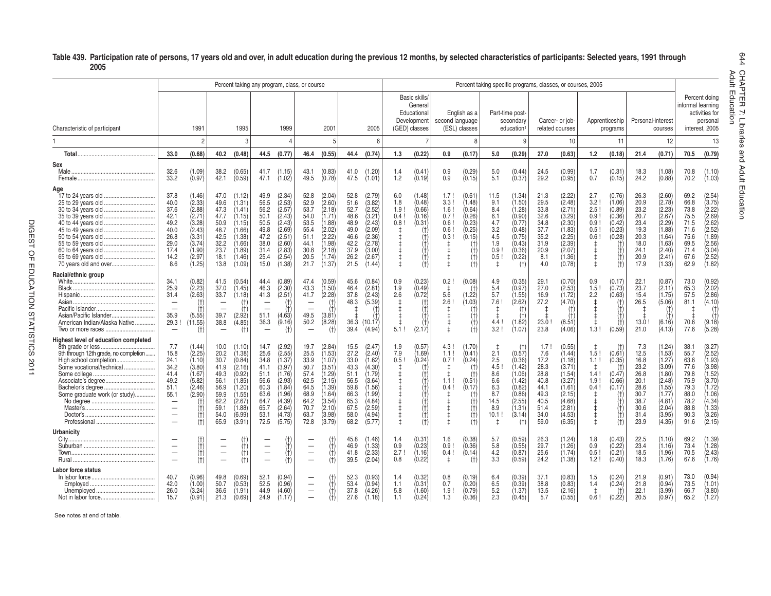## Table 439. Participation rate of persons, 17 years old and over, in adult education during the previous 12 months, by selected characteristics of participants: Selected years, 1991 through 2005

| Characteristic of participant | Percent taking any program, class, or course: 1991 | | 1995 | | 1999 | | 2001 | | 2005 | | Percent taking specific programs, classes, or courses, 2005: Basic skills/ General Educational Development (GED) classes | | English as a second language (ESL) classes | | Part-time post-secondary education[1] | | Career- or job-related courses | | Apprenticeship programs | | Personal-interest courses | | Percent doing informal learning activities for personal interest, 2005 | |
|---|---|---|---|---|---|---|---|---|---|---|---|---|---|---|---|---|---|---|---|---|---|---|---|---|
| 1 | 2 | | 3 | | 4 | | 5 | | 6 | | 7 | | 8 | | 9 | | 10 | | 11 | | 12 | | 13 | |
| **Total** | **33.0** | **(0.68)** | **40.2** | **(0.48)** | **44.5** | **(0.77)** | **46.4** | **(0.55)** | **44.4** | **(0.74)** | **1.3** | **(0.22)** | **0.9** | **(0.17)** | **5.0** | **(0.29)** | **27.0** | **(0.63)** | **1.2** | **(0.18)** | **21.4** | **(0.71)** | **70.5** | **(0.79)** |
| **Sex** | | | | | | | | | | | | | | | | | | | | | | | | |
| Male | 32.6 | (1.09) | 38.2 | (0.65) | 41.7 | (1.15) | 43.1 | (0.83) | 41.0 | (1.20) | 1.4 | (0.41) | 0.9 | (0.29) | 5.0 | (0.44) | 24.5 | (0.99) | 1.7 | (0.31) | 18.3 | (1.08) | 70.8 | (1.10) |
| Female | 33.2 | (0.97) | 42.1 | (0.59) | 47.1 | (1.02) | 49.5 | (0.78) | 47.5 | (1.01) | 1.2 | (0.19) | 0.9 | (0.15) | 5.1 | (0.37) | 29.2 | (0.95) | 0.7 | (0.15) | 24.2 | (0.88) | 70.2 | (1.03) |
| **Age** | | | | | | | | | | | | | | | | | | | | | | | | |
| 17 to 24 years old | 37.8 | (1.46) | 47.0 | (1.12) | 49.9 | (2.34) | 52.8 | (2.04) | 52.8 | (2.79) | 6.0 | (1.48) | 1.7 ! | (0.61) | 11.5 | (1.34) | 21.3 | (2.22) | 2.7 | (0.76) | 26.3 | (2.60) | 69.2 | (2.54) |
| 25 to 29 years old | 40.0 | (2.33) | 49.6 | (1.31) | 56.5 | (2.53) | 52.9 | (2.60) | 51.6 | (3.82) | 1.8 | (0.48) | 3.3 ! | (1.48) | 9.1 | (1.50) | 29.5 | (2.48) | 3.2 ! | (1.06) | 20.9 | (2.78) | 66.8 | (3.75) |
| 30 to 34 years old | 37.6 | (2.88) | 47.3 | (1.41) | 56.2 | (2.57) | 53.7 | (2.18) | 52.7 | (2.52) | 1.9 ! | (0.66) | 1.6 ! | (0.64) | 8.4 | (1.28) | 33.8 | (2.71) | 2.5 ! | (0.89) | 23.2 | (2.23) | 73.8 | (2.22) |
| 35 to 39 years old | 42.1 | (2.71) | 47.7 | (1.15) | 50.1 | (2.43) | 54.0 | (1.71) | 48.6 | (3.21) | 0.4 ! | (0.16) | 0.7 ! | (0.26) | 6.1 | (0.90) | 32.6 | (3.29) | 0.9 ! | (0.36) | 20.7 | (2.67) | 75.5 | (2.69) |
| 40 to 44 years old | 49.2 | (3.28) | 50.9 | (1.15) | 50.5 | (2.43) | 53.5 | (1.88) | 48.9 | (2.43) | 0.8 ! | (0.31) | 0.6 ! | (0.23) | 4.7 | (0.77) | 34.8 | (2.30) | 0.9 ! | (0.42) | 23.4 | (2.29) | 71.5 | (2.62) |
| 45 to 49 years old | 40.0 | (2.43) | 48.7 | (1.66) | 49.8 | (2.69) | 55.4 | (2.02) | 49.0 | (2.09) | ‡ | (†) | 0.6 ! | (0.25) | 3.2 | (0.48) | 37.7 | (1.83) | 0.5 ! | (0.23) | 19.3 | (1.88) | 71.6 | (2.52) |
| 50 to 54 years old | 26.8 | (3.31) | 42.5 | (1.38) | 47.2 | (2.51) | 51.1 | (2.22) | 46.6 | (2.36) | ‡ | (†) | 0.3 ! | (0.15) | 4.5 | (0.75) | 35.2 | (2.25) | 0.6 ! | (0.28) | 20.3 | (1.64) | 75.6 | (1.89) |
| 55 to 59 years old | 29.0 | (3.74) | 32.2 | (1.66) | 38.0 | (2.60) | 44.1 | (1.98) | 42.2 | (2.78) | ‡ | (†) | ‡ | (†) | 1.9 | (0.43) | 31.9 | (2.39) | ‡ | (†) | 18.0 | (1.63) | 69.5 | (2.56) |
| 60 to 64 years old | 17.4 | (1.90) | 23.7 | (1.89) | 31.4 | (2.83) | 30.8 | (2.18) | 37.9 | (3.00) | ‡ | (†) | ‡ | (†) | 0.9 ! | (0.36) | 20.9 | (2.07) | ‡ | (†) | 24.1 | (2.40) | 71.4 | (3.04) |
| 65 to 69 years old | 14.2 | (2.97) | 18.1 | (1.46) | 25.4 | (2.54) | 20.5 | (1.74) | 26.2 | (2.67) | ‡ | (†) | ‡ | (†) | 0.5 ! | (0.22) | 8.1 | (1.36) | ‡ | (†) | 20.9 | (2.41) | 67.6 | (2.52) |
| 70 years old and over | 8.6 | (1.25) | 13.8 | (1.09) | 15.0 | (1.38) | 21.7 | (1.37) | 21.5 | (1.44) | ‡ | (†) | ‡ | (†) | ‡ | (†) | 4.0 | (0.78) | ‡ | (†) | 17.9 | (1.33) | 62.9 | (1.82) |
| **Racial/ethnic group** | | | | | | | | | | | | | | | | | | | | | | | | |
| White | 34.1 | (0.82) | 41.5 | (0.54) | 44.4 | (0.89) | 47.4 | (0.59) | 45.6 | (0.84) | 0.9 | (0.23) | 0.2 ! | (0.08) | 4.9 | (0.35) | 29.1 | (0.70) | 0.9 | (0.17) | 22.1 | (0.87) | 73.0 | (0.92) |
| Black | 25.9 | (2.23) | 37.0 | (1.45) | 46.3 | (2.30) | 43.3 | (1.50) | 46.4 | (2.81) | 1.9 | (0.49) | ‡ | (†) | 5.4 | (0.97) | 27.0 | (2.53) | 1.5 ! | (0.73) | 23.7 | (2.11) | 65.3 | (2.02) |
| Hispanic | 31.4 | (2.63) | 33.7 | (1.18) | 41.3 | (2.51) | 41.7 | (2.28) | 37.8 | (2.43) | 2.6 | (0.72) | 5.6 | (1.22) | 5.7 | (1.55) | 16.9 | (1.72) | 2.2 | (0.63) | 15.4 | (1.75) | 57.5 | (2.86) |
| Asian | — | (†) | — | (†) | — | (†) | — | (†) | 48.3 | (5.39) | ‡ | (†) | 2.6 ! | (1.03) | 7.6 ! | (2.62) | 27.2 | (4.70) | ‡ | (†) | 26.5 | (5.06) | 81.1 | (4.10) |
| Pacific Islander | — | (†) | — | (†) | — | (†) | — | (†) | ‡ | (†) | ‡ | (†) | ‡ | (†) | ‡ | (†) | ‡ | (†) | ‡ | (†) | ‡ | (†) | ‡ | (†) |
| Asian/Pacific Islander | 35.9 | (5.55) | 39.7 | (2.92) | 51.1 | (4.63) | 49.5 | (3.81) | ‡ | (†) | ‡ | (†) | ‡ | (†) | ‡ | (†) | ‡ | (†) | ‡ | (†) | ‡ | (†) | ‡ | (†) |
| American Indian/Alaska Native | 29.3 ! | (11.55) | 38.8 | (4.85) | 36.3 | (9.16) | 50.2 | (8.28) | 36.3 | (10.17) | ‡ | (†) | ‡ | (†) | 4.4 ! | (1.82) | 23.0 ! | (8.51) | ‡ | (†) | 13.0 ! | (6.16) | 70.6 | (9.18) |
| Two or more races | — | (†) | — | (†) | — | (†) | — | (†) | 39.4 | (4.94) | 5.1 ! | (2.17) | ‡ | (†) | 3.2 ! | (1.07) | 23.8 | (4.06) | 1.3 ! | (0.59) | 21.0 | (4.13) | 77.6 | (5.28) |
| **Highest level of education completed** | | | | | | | | | | | | | | | | | | | | | | | | |
| 8th grade or less | 7.7 | (1.44) | 10.0 | (1.10) | 14.7 | (2.92) | 19.7 | (2.84) | 15.5 | (2.47) | 1.9 | (0.57) | 4.3 ! | (1.70) | ‡ | (†) | 1.7 ! | (0.55) | ‡ | (†) | 7.3 | (1.24) | 38.1 | (3.27) |
| 9th through 12th grade, no completion | 15.8 | (2.25) | 20.2 | (1.38) | 25.6 | (2.55) | 25.5 | (1.53) | 27.2 | (2.40) | 7.9 | (1.69) | 1.1 ! | (0.41) | 2.1 | (0.57) | 7.6 | (1.44) | 1.5 ! | (0.61) | 12.5 | (1.53) | 55.7 | (2.52) |
| High school completion | 24.1 | (1.10) | 30.7 | (0.84) | 34.8 | (1.37) | 33.9 | (1.07) | 33.0 | (1.62) | 0.5 ! | (0.24) | 0.7 ! | (0.24) | 2.5 | (0.36) | 17.2 | (1.18) | 1.1 ! | (0.35) | 16.8 | (1.27) | 63.6 | (1.93) |
| Some vocational/technical | 34.2 | (3.80) | 41.9 | (2.16) | 41.1 | (3.97) | 50.7 | (3.51) | 43.3 | (4.30) | ‡ | (†) | ‡ | (†) | 4.5 ! | (1.42) | 28.3 | (3.71) | ‡ | (†) | 23.2 | (3.09) | 77.6 | (3.98) |
| Some college | 41.4 | (1.67) | 49.3 | (0.92) | 51.1 | (1.76) | 57.4 | (1.29) | 51.1 | (1.79) | ‡ | (†) | ‡ | (†) | 8.6 | (1.06) | 28.8 | (1.54) | 1.4 ! | (0.47) | 26.8 | (1.80) | 79.8 | (1.52) |
| Associate's degree | 49.2 | (5.82) | 56.1 | (1.85) | 56.6 | (2.93) | 62.5 | (2.15) | 56.5 | (3.64) | ‡ | (†) | 1.1 ! | (0.51) | 6.6 | (1.42) | 40.8 | (3.27) | 1.9 ! | (0.66) | 20.1 | (2.48) | 75.9 | (3.70) |
| Bachelor's degree | 51.1 | (2.46) | 56.9 | (1.20) | 60.3 | (1.84) | 64.5 | (1.39) | 59.8 | (1.56) | ‡ | (†) | 0.4 ! | (0.17) | 6.3 | (0.82) | 44.1 | (1.61) | 0.4 ! | (0.17) | 28.6 | (1.55) | 79.3 | (1.72) |
| Some graduate work (or study) | 55.1 | (2.90) | 59.9 | (1.55) | 63.6 | (1.96) | 68.9 | (1.64) | 66.3 | (1.99) | ‡ | (†) | ‡ | (†) | 8.7 | (0.86) | 49.3 | (2.15) | ‡ | (†) | 30.7 | (1.77) | 88.0 | (1.06) |
| No degree | — | (†) | 62.2 | (2.67) | 64.7 | (4.39) | 64.2 | (3.54) | 65.3 | (4.84) | ‡ | (†) | ‡ | (†) | 14.5 | (2.55) | 40.5 | (4.68) | ‡ | (†) | 38.7 | (4.81) | 78.2 | (4.34) |
| Master's | — | (†) | 59.1 | (1.88) | 65.7 | (2.64) | 70.7 | (2.10) | 67.5 | (2.59) | ‡ | (†) | ‡ | (†) | 8.9 | (1.31) | 51.4 | (2.81) | ‡ | (†) | 30.6 | (2.04) | 88.8 | (1.33) |
| Doctor's | — | (†) | 54.0 | (6.99) | 53.1 | (4.73) | 63.7 | (3.98) | 58.0 | (4.94) | ‡ | (†) | ‡ | (†) | 10.1 ! | (3.14) | 34.0 | (4.53) | ‡ | (†) | 31.4 | (3.95) | 90.3 | (3.26) |
| Professional | — | (†) | 65.9 | (3.91) | 72.5 | (5.75) | 72.8 | (3.79) | 68.2 | (5.77) | ‡ | (†) | ‡ | (†) | ‡ | (†) | 59.0 | (6.35) | ‡ | (†) | 23.9 | (4.35) | 91.6 | (2.15) |
| **Urbanicity** | | | | | | | | | | | | | | | | | | | | | | | | |
| City | — | (†) | — | (†) | — | (†) | — | (†) | 45.8 | (1.46) | 1.4 | (0.31) | 1.6 | (0.38) | 5.7 | (0.59) | 26.3 | (1.24) | 1.8 | (0.43) | 22.5 | (1.10) | 69.2 | (1.39) |
| Suburban | — | (†) | — | (†) | — | (†) | — | (†) | 46.9 | (1.33) | 0.9 | (0.23) | 0.9 ! | (0.36) | 5.8 | (0.55) | 29.7 | (1.26) | 0.9 | (0.22) | 23.4 | (1.16) | 73.4 | (1.28) |
| Town | — | (†) | — | (†) | — | (†) | — | (†) | 41.8 | (2.33) | 2.7 ! | (1.16) | 0.4 ! | (0.14) | 4.2 | (0.87) | 25.6 | (1.74) | 0.5 ! | (0.21) | 18.5 | (1.96) | 70.5 | (2.43) |
| Rural | — | (†) | — | (†) | — | (†) | — | (†) | 39.5 | (2.04) | 0.8 | (0.22) | ‡ | (†) | 3.3 | (0.59) | 24.2 | (1.38) | 1.2 ! | (0.40) | 18.3 | (1.76) | 67.6 | (1.76) |
| **Labor force status** | | | | | | | | | | | | | | | | | | | | | | | | |
| In labor force | 40.7 | (0.96) | 49.8 | (0.69) | 52.1 | (0.94) | — | (†) | 52.3 | (0.93) | 1.4 | (0.32) | 0.8 | (0.19) | 6.4 | (0.39) | 37.1 | (0.83) | 1.5 | (0.24) | 21.9 | (0.91) | 73.0 | (0.94) |
| Employed | 42.0 | (1.00) | 50.7 | (0.53) | 52.5 | (0.96) | — | (†) | 53.4 | (0.94) | 1.1 | (0.31) | 0.7 | (0.20) | 6.5 | (0.39) | 38.8 | (0.83) | 1.4 | (0.24) | 21.8 | (0.94) | 73.5 | (1.01) |
| Unemployed | 26.0 | (3.24) | 36.6 | (1.91) | 44.9 | (4.60) | — | (†) | 37.8 | (4.26) | 5.8 | (1.60) | 1.9 ! | (0.79) | 5.2 | (1.37) | 13.5 | (2.16) | ‡ | (†) | 22.1 | (3.99) | 66.7 | (3.80) |
| Not in labor force | 15.7 | (0.91) | 21.3 | (0.69) | 24.9 | (1.17) | — | (†) | 27.6 | (1.18) | 1.1 | (0.24) | 1.3 | (0.36) | 2.3 | (0.45) | 5.7 | (0.55) | 0.6 ! | (0.22) | 20.5 | (0.97) | 65.2 | (1.27) |

See notes at end of table.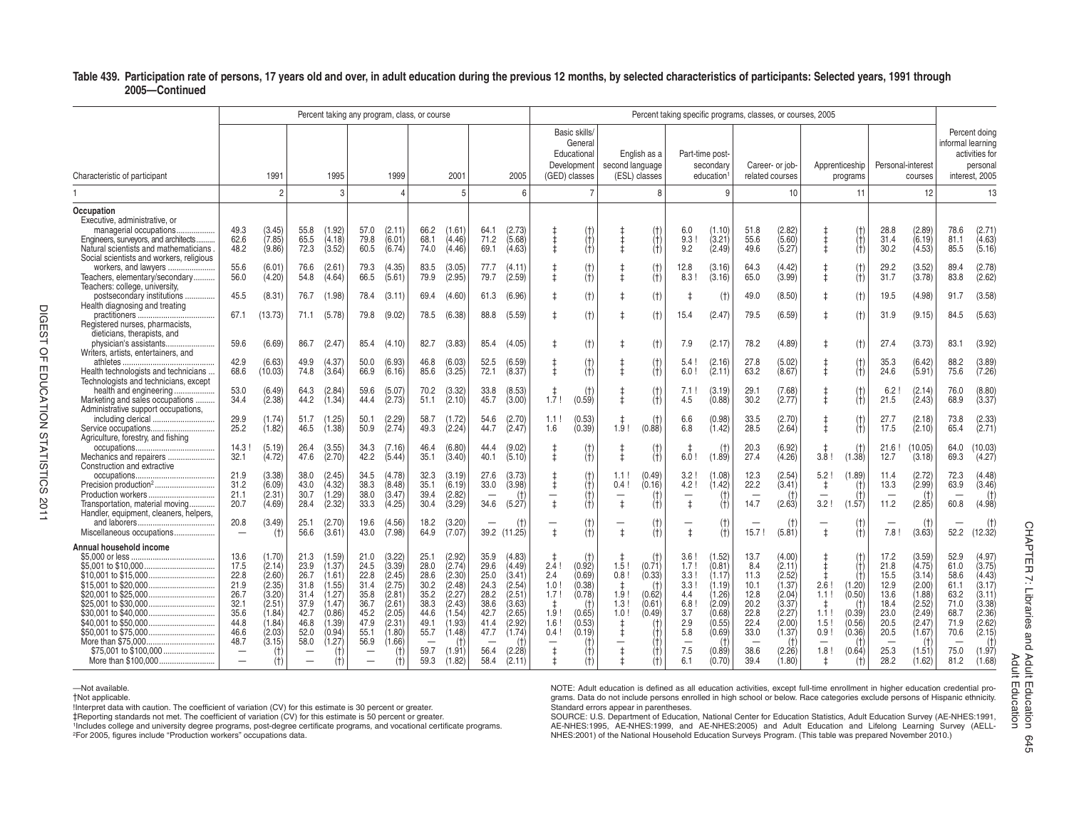**Table 439. Participation rate of persons, 17 years old and over, in adult education during the previous 12 months, by selected characteristics of participants: Selected years, 1991 through 2005—Continued**

| Characteristic of participant | Percent taking any program, class, or course: 1991 | | 1995 | | 1999 | | 2001 | | 2005 | | Percent taking specific programs, classes, or courses, 2005: Basic skills/ General Educational Development (GED) classes | | English as a second language (ESL) classes | | Part-time post-secondary education[1] | | Career- or job-related courses | | Apprenticeship programs | | Personal-interest courses | | Percent doing informal learning activities for personal interest, 2005 | |
|---|---|---|---|---|---|---|---|---|---|---|---|---|---|---|---|---|---|---|---|---|---|---|---|---|
| 1 | 2 | | 3 | | 4 | | 5 | | 6 | | 7 | | 8 | | 9 | | 10 | | 11 | | 12 | | 13 | |
| **Occupation** | | | | | | | | | | | | | | | | | | | | | | | | |
| Executive, administrative, or managerial occupations | 49.3 | (3.45) | 55.8 | (1.92) | 57.0 | (2.11) | 66.2 | (1.61) | 64.1 | (2.73) | ‡ | (†) | ‡ | (†) | 6.0 | (1.10) | 51.8 | (2.82) | ‡ | (†) | 28.8 | (2.89) | 78.6 | (2.71) |
| Engineers, surveyors, and architects | 62.6 | (7.85) | 65.5 | (4.18) | 79.8 | (6.01) | 68.1 | (4.46) | 71.2 | (5.68) | ‡ | (†) | ‡ | (†) | 9.3 ! | (3.21) | 55.6 | (5.60) | ‡ | (†) | 31.4 | (6.19) | 81.1 | (4.63) |
| Natural scientists and mathematicians | 48.2 | (9.86) | 72.3 | (3.52) | 60.5 | (6.74) | 74.0 | (4.46) | 69.1 | (4.63) | ‡ | (†) | ‡ | (†) | 9.2 | (2.49) | 49.6 | (5.27) | ‡ | (†) | 30.2 | (4.53) | 85.5 | (5.16) |
| Social scientists and workers, religious workers, and lawyers | 55.6 | (6.01) | 76.6 | (2.61) | 79.3 | (4.35) | 83.5 | (3.05) | 77.7 | (4.11) | ‡ | (†) | ‡ | (†) | 12.8 | (3.16) | 64.3 | (4.42) | ‡ | (†) | 29.2 | (3.52) | 89.4 | (2.78) |
| Teachers, elementary/secondary | 56.0 | (4.20) | 54.8 | (4.64) | 66.5 | (5.61) | 79.9 | (2.95) | 79.7 | (2.59) | ‡ | (†) | ‡ | (†) | 8.3 ! | (3.16) | 65.0 | (3.99) | ‡ | (†) | 31.7 | (3.78) | 83.8 | (2.62) |
| Teachers: college, university, postsecondary institutions | 45.5 | (8.31) | 76.7 | (1.98) | 78.4 | (3.11) | 69.4 | (4.60) | 61.3 | (6.96) | ‡ | (†) | ‡ | (†) | ‡ | (†) | 49.0 | (8.50) | ‡ | (†) | 19.5 | (4.98) | 91.7 | (3.58) |
| Health diagnosing and treating practitioners | 67.1 | (13.73) | 71.1 | (5.78) | 79.8 | (9.02) | 78.5 | (6.38) | 88.8 | (5.59) | ‡ | (†) | ‡ | (†) | 15.4 | (2.47) | 79.5 | (6.59) | ‡ | (†) | 31.9 | (9.15) | 84.5 | (5.63) |
| Registered nurses, pharmacists, dieticians, therapists, and physician's assistants | 59.6 | (6.69) | 86.7 | (2.47) | 85.4 | (4.10) | 82.7 | (3.83) | 85.4 | (4.05) | ‡ | (†) | ‡ | (†) | 7.9 | (2.17) | 78.2 | (4.89) | ‡ | (†) | 27.4 | (3.73) | 83.1 | (3.92) |
| Writers, artists, entertainers, and athletes | 42.9 | (6.63) | 49.9 | (4.37) | 50.0 | (6.93) | 46.8 | (6.03) | 52.5 | (6.59) | ‡ | (†) | ‡ | (†) | 5.4 ! | (2.16) | 27.8 | (5.02) | ‡ | (†) | 35.3 | (6.42) | 88.2 | (3.89) |
| Health technologists and technicians | 68.6 | (10.03) | 74.8 | (3.64) | 66.9 | (6.16) | 85.6 | (3.25) | 72.1 | (8.37) | ‡ | (†) | ‡ | (†) | 6.0 ! | (2.11) | 63.2 | (8.67) | ‡ | (†) | 24.6 | (5.91) | 75.6 | (7.26) |
| Technologists and technicians, except health and engineering | 53.0 | (6.49) | 64.3 | (2.84) | 59.6 | (5.07) | 70.2 | (3.32) | 33.8 | (8.53) | ‡ | (†) | ‡ | (†) | 7.1 ! | (3.19) | 29.1 | (7.68) | ‡ | (†) | 6.2 ! | (2.14) | 76.0 | (8.80) |
| Marketing and sales occupations | 34.4 | (2.38) | 44.2 | (1.34) | 44.4 | (2.73) | 51.1 | (2.10) | 45.7 | (3.00) | 1.7 ! | (0.59) | ‡ | (†) | 4.5 | (0.88) | 30.2 | (2.77) | ‡ | (†) | 21.5 | (2.43) | 68.9 | (3.37) |
| Administrative support occupations, including clerical | 29.9 | (1.74) | 51.7 | (1.25) | 50.1 | (2.29) | 58.7 | (1.72) | 54.6 | (2.70) | 1.1 ! | (0.53) | ‡ | (†) | 6.6 | (0.98) | 33.5 | (2.70) | ‡ | (†) | 27.7 | (2.18) | 73.8 | (2.33) |
| Service occupations | 25.2 | (1.82) | 46.5 | (1.38) | 50.9 | (2.74) | 49.3 | (2.24) | 44.7 | (2.47) | 1.6 | (0.39) | 1.9 ! | (0.88) | 6.8 | (1.42) | 28.5 | (2.64) | ‡ | (†) | 17.5 | (2.10) | 65.4 | (2.71) |
| Agriculture, forestry, and fishing occupations | 14.3 ! | (5.19) | 26.4 | (3.55) | 34.3 | (7.16) | 46.4 | (6.80) | 44.4 | (9.02) | ‡ | (†) | ‡ | (†) | ‡ | (†) | 20.3 | (6.92) | ‡ | (†) | 21.6 ! | (10.05) | 64.0 | (10.03) |
| Mechanics and repairers | 32.1 | (4.72) | 47.6 | (2.70) | 42.2 | (5.44) | 35.1 | (3.40) | 40.1 | (5.10) | ‡ | (†) | ‡ | (†) | 6.0 ! | (1.89) | 27.4 | (4.26) | 3.8 ! | (1.38) | 12.7 | (3.18) | 69.3 | (4.27) |
| Construction and extractive occupations | 21.9 | (3.38) | 38.0 | (2.45) | 34.5 | (4.78) | 32.3 | (3.19) | 27.6 | (3.73) | ‡ | (†) | 1.1 ! | (0.49) | 3.2 ! | (1.08) | 12.3 | (2.54) | 5.2 ! | (1.89) | 11.4 | (2.72) | 72.3 | (4.48) |
| Precision production[2] | 31.2 | (6.09) | 43.0 | (4.32) | 38.3 | (8.48) | 35.1 | (6.19) | 33.0 | (3.98) | ‡ | (†) | 0.4 ! | (0.16) | 4.2 ! | (1.42) | 22.2 | (3.41) | ‡ | (†) | 13.3 | (2.99) | 63.9 | (3.46) |
| Production workers | 21.1 | (2.31) | 30.7 | (1.29) | 38.0 | (3.47) | 39.4 | (2.82) | — | (†) | — | (†) | — | (†) | — | (†) | — | (†) | — | (†) | — | (†) | — | (†) |
| Transportation, material moving | 20.7 | (4.69) | 28.4 | (2.32) | 33.3 | (4.25) | 30.4 | (3.29) | 34.6 | (5.27) | ‡ | (†) | ‡ | (†) | ‡ | (†) | 14.7 | (2.63) | 3.2 ! | (1.57) | 11.2 | (2.85) | 60.8 | (4.98) |
| Handler, equipment, cleaners, helpers, and laborers | 20.8 | (3.49) | 25.1 | (2.70) | 19.6 | (4.56) | 18.2 | (3.20) | — | (†) | — | (†) | — | (†) | — | (†) | — | (†) | — | (†) | — | (†) | — | (†) |
| Miscellaneous occupations | — | (†) | 56.6 | (3.61) | 43.0 | (7.98) | 64.9 | (7.07) | 39.2 | (11.25) | ‡ | (†) | ‡ | (†) | ‡ | (†) | 15.7 ! | (5.81) | ‡ | (†) | 7.8 ! | (3.63) | 52.2 | (12.32) |
| **Annual household income** | | | | | | | | | | | | | | | | | | | | | | | | |
| $5,000 or less | 13.6 | (1.70) | 21.3 | (1.59) | 21.0 | (3.22) | 25.1 | (2.92) | 35.9 | (4.83) | ‡ | (†) | ‡ | (†) | 3.6 ! | (1.52) | 13.7 | (4.00) | ‡ | (†) | 17.2 | (3.59) | 52.9 | (4.97) |
| $5,001 to $10,000 | 17.5 | (2.14) | 23.9 | (1.37) | 24.5 | (3.39) | 28.0 | (2.74) | 29.6 | (4.49) | 2.4 ! | (0.92) | 1.5 ! | (0.71) | 1.7 ! | (0.81) | 8.4 | (2.11) | ‡ | (†) | 21.8 | (4.75) | 61.0 | (3.75) |
| $10,001 to $15,000 | 22.8 | (2.60) | 26.7 | (1.61) | 22.8 | (2.45) | 28.6 | (2.30) | 25.0 | (3.41) | 2.4 | (0.69) | 0.8 ! | (0.33) | 3.3 ! | (1.17) | 11.3 | (2.52) | ‡ | (†) | 15.5 | (3.14) | 58.6 | (4.43) |
| $15,001 to $20,000 | 21.9 | (2.35) | 31.8 | (1.55) | 31.4 | (2.75) | 30.2 | (2.48) | 24.3 | (2.54) | 1.0 ! | (0.38) | ‡ | (†) | 3.3 ! | (1.19) | 10.1 | (1.37) | 2.6 ! | (1.20) | 12.9 | (2.00) | 61.1 | (3.17) |
| $20,001 to $25,000 | 26.7 | (3.20) | 31.4 | (1.27) | 35.8 | (2.81) | 35.2 | (2.27) | 28.2 | (2.51) | 1.7 ! | (0.78) | 1.9 ! | (0.62) | 4.4 | (1.26) | 12.8 | (2.04) | 1.1 ! | (0.50) | 13.6 | (1.88) | 63.2 | (3.11) |
| $25,001 to $30,000 | 32.1 | (2.51) | 37.9 | (1.47) | 36.7 | (2.61) | 38.3 | (2.43) | 38.6 | (3.63) | ‡ | (†) | 1.3 ! | (0.61) | 6.8 ! | (2.09) | 20.2 | (3.37) | ‡ | (†) | 18.4 | (2.52) | 71.0 | (3.38) |
| $30,001 to $40,000 | 35.6 | (1.84) | 42.7 | (0.86) | 45.2 | (2.05) | 44.6 | (1.54) | 42.7 | (2.65) | 1.9 ! | (0.65) | 1.0 ! | (0.49) | 3.7 | (0.68) | 22.8 | (2.27) | 1.1 ! | (0.39) | 23.0 | (2.49) | 68.7 | (2.36) |
| $40,001 to $50,000 | 44.8 | (1.84) | 46.8 | (1.39) | 47.9 | (2.31) | 49.1 | (1.93) | 41.4 | (2.92) | 1.6 ! | (0.53) | ‡ | (†) | 2.9 | (0.55) | 22.4 | (2.00) | 1.5 ! | (0.56) | 20.5 | (2.47) | 71.9 | (2.62) |
| $50,001 to $75,000 | 46.6 | (2.03) | 52.0 | (0.94) | 55.1 | (1.80) | 55.7 | (1.48) | 47.7 | (1.74) | 0.4 ! | (0.19) | ‡ | (†) | 5.8 | (0.69) | 33.0 | (1.37) | 0.9 ! | (0.36) | 20.5 | (1.67) | 70.6 | (2.15) |
| More than $75,000 | 48.7 | (3.15) | 58.0 | (1.27) | 56.9 | (1.66) | — | (†) | — | (†) | — | (†) | — | (†) | — | (†) | — | (†) | — | (†) | — | (†) | — | (†) |
| $75,001 to $100,000 | — | (†) | — | (†) | — | (†) | 59.7 | (1.91) | 56.4 | (2.28) | ‡ | (†) | ‡ | (†) | 7.5 | (0.89) | 38.6 | (2.26) | 1.8 ! | (0.64) | 25.3 | (1.51) | 75.0 | (1.97) |
| More than $100,000 | — | (†) | — | (†) | — | (†) | 59.3 | (1.82) | 58.4 | (2.11) | ‡ | (†) | ‡ | (†) | 6.1 | (0.70) | 39.4 | (1.80) | ‡ | (†) | 28.2 | (1.62) | 81.2 | (1.68) |

—Not available.
†Not applicable.
!Interpret data with caution. The coefficient of variation (CV) for this estimate is 30 percent or greater.
‡Reporting standards not met. The coefficient of variation (CV) for this estimate is 50 percent or greater.
[1]Includes college and university degree programs, post-degree certificate programs, and vocational certificate programs.
[2]For 2005, figures include "Production workers" occupations data.

NOTE: Adult education is defined as all education activities, except full-time enrollment in higher education credential programs. Data do not include persons enrolled in high school or below. Race categories exclude persons of Hispanic ethnicity. Standard errors appear in parentheses.
SOURCE: U.S. Department of Education, National Center for Education Statistics, Adult Education Survey (AE-NHES:1991, AE-NHES:1995, AE-NHES:1999, and AE-NHES:2005) and Adult Education and Lifelong Learning Survey (AELL-NHES:2001) of the National Household Education Surveys Program. (This table was prepared November 2010.)